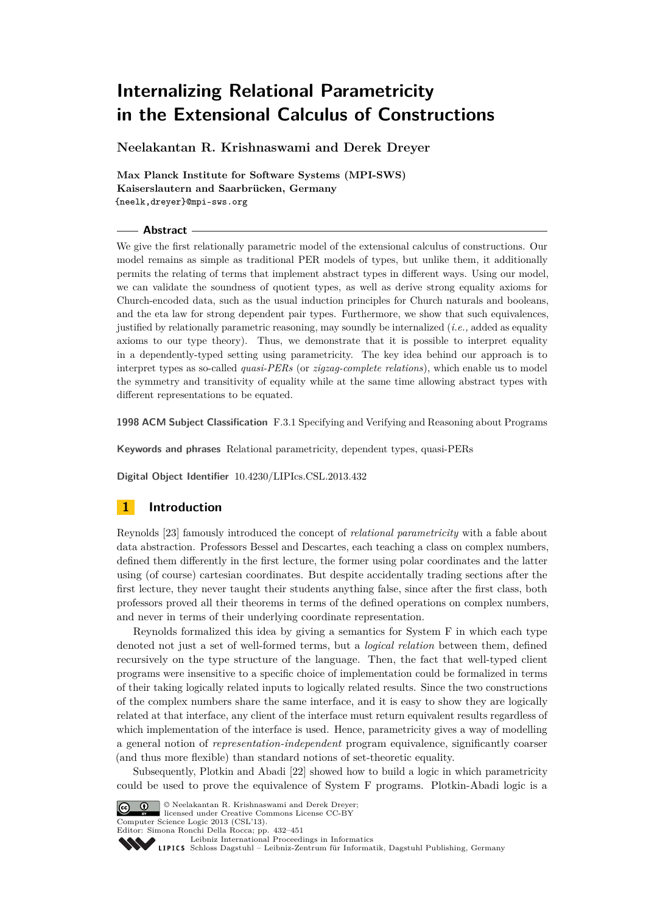# Internalizing Relational Parametricity in the Extensional Calculus of Constructions

**Neelakantan R. Krishnaswami and Derek Dreyer**

**Max Planck Institute for Software Systems (MPI-SWS)**
**Kaiserslautern and Saarbrücken, Germany**
{neelk,dreyer}@mpi-sws.org

## Abstract

We give the first relationally parametric model of the extensional calculus of constructions. Our model remains as simple as traditional PER models of types, but unlike them, it additionally permits the relating of terms that implement abstract types in different ways. Using our model, we can validate the soundness of quotient types, as well as derive strong equality axioms for Church-encoded data, such as the usual induction principles for Church naturals and booleans, and the eta law for strong dependent pair types. Furthermore, we show that such equivalences, justified by relationally parametric reasoning, may soundly be internalized (*i.e.,* added as equality axioms to our type theory). Thus, we demonstrate that it is possible to interpret equality in a dependently-typed setting using parametricity. The key idea behind our approach is to interpret types as so-called *quasi-PERs* (or *zigzag-complete relations*), which enable us to model the symmetry and transitivity of equality while at the same time allowing abstract types with different representations to be equated.

**1998 ACM Subject Classification** F.3.1 Specifying and Verifying and Reasoning about Programs

**Keywords and phrases** Relational parametricity, dependent types, quasi-PERs

**Digital Object Identifier** 10.4230/LIPIcs.CSL.2013.432

## 1 Introduction

Reynolds [23] famously introduced the concept of *relational parametricity* with a fable about data abstraction. Professors Bessel and Descartes, each teaching a class on complex numbers, defined them differently in the first lecture, the former using polar coordinates and the latter using (of course) cartesian coordinates. But despite accidentally trading sections after the first lecture, they never taught their students anything false, since after the first class, both professors proved all their theorems in terms of the defined operations on complex numbers, and never in terms of their underlying coordinate representation.

Reynolds formalized this idea by giving a semantics for System F in which each type denoted not just a set of well-formed terms, but a *logical relation* between them, defined recursively on the type structure of the language. Then, the fact that well-typed client programs were insensitive to a specific choice of implementation could be formalized in terms of their taking logically related inputs to logically related results. Since the two constructions of the complex numbers share the same interface, and it is easy to show they are logically related at that interface, any client of the interface must return equivalent results regardless of which implementation of the interface is used. Hence, parametricity gives a way of modelling a general notion of *representation-independent* program equivalence, significantly coarser (and thus more flexible) than standard notions of set-theoretic equality.

Subsequently, Plotkin and Abadi [22] showed how to build a logic in which parametricity could be used to prove the equivalence of System F programs. Plotkin-Abadi logic is a

© Neelakantan R. Krishnaswami and Derek Dreyer; licensed under Creative Commons License CC-BY
Computer Science Logic 2013 (CSL'13).
Editor: Simona Ronchi Della Rocca; pp. 432–451
Leibniz International Proceedings in Informatics
Schloss Dagstuhl – Leibniz-Zentrum für Informatik, Dagstuhl Publishing, Germany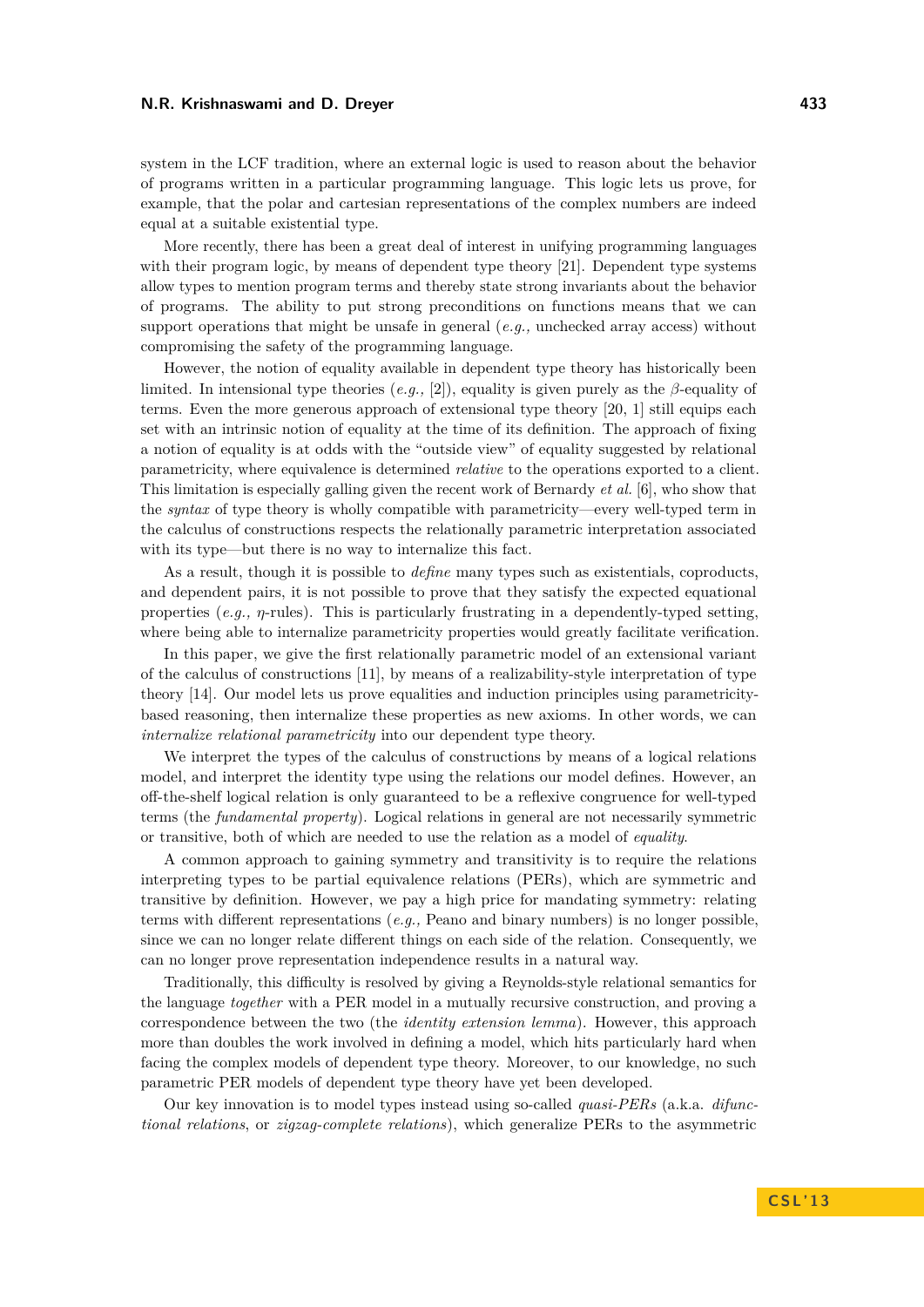system in the LCF tradition, where an external logic is used to reason about the behavior of programs written in a particular programming language. This logic lets us prove, for example, that the polar and cartesian representations of the complex numbers are indeed equal at a suitable existential type.

More recently, there has been a great deal of interest in unifying programming languages with their program logic, by means of dependent type theory [21]. Dependent type systems allow types to mention program terms and thereby state strong invariants about the behavior of programs. The ability to put strong preconditions on functions means that we can support operations that might be unsafe in general (*e.g.,* unchecked array access) without compromising the safety of the programming language.

However, the notion of equality available in dependent type theory has historically been limited. In intensional type theories (*e.g.,* [2]), equality is given purely as the $\beta$-equality of terms. Even the more generous approach of extensional type theory [20, 1] still equips each set with an intrinsic notion of equality at the time of its definition. The approach of fixing a notion of equality is at odds with the "outside view" of equality suggested by relational parametricity, where equivalence is determined *relative* to the operations exported to a client. This limitation is especially galling given the recent work of Bernardy *et al.* [6], who show that the *syntax* of type theory is wholly compatible with parametricity—every well-typed term in the calculus of constructions respects the relationally parametric interpretation associated with its type—but there is no way to internalize this fact.

As a result, though it is possible to *define* many types such as existentials, coproducts, and dependent pairs, it is not possible to prove that they satisfy the expected equational properties (*e.g.,* $\eta$-rules). This is particularly frustrating in a dependently-typed setting, where being able to internalize parametricity properties would greatly facilitate verification.

In this paper, we give the first relationally parametric model of an extensional variant of the calculus of constructions [11], by means of a realizability-style interpretation of type theory [14]. Our model lets us prove equalities and induction principles using parametricity-based reasoning, then internalize these properties as new axioms. In other words, we can *internalize relational parametricity* into our dependent type theory.

We interpret the types of the calculus of constructions by means of a logical relations model, and interpret the identity type using the relations our model defines. However, an off-the-shelf logical relation is only guaranteed to be a reflexive congruence for well-typed terms (the *fundamental property*). Logical relations in general are not necessarily symmetric or transitive, both of which are needed to use the relation as a model of *equality*.

A common approach to gaining symmetry and transitivity is to require the relations interpreting types to be partial equivalence relations (PERs), which are symmetric and transitive by definition. However, we pay a high price for mandating symmetry: relating terms with different representations (*e.g.,* Peano and binary numbers) is no longer possible, since we can no longer relate different things on each side of the relation. Consequently, we can no longer prove representation independence results in a natural way.

Traditionally, this difficulty is resolved by giving a Reynolds-style relational semantics for the language *together* with a PER model in a mutually recursive construction, and proving a correspondence between the two (the *identity extension lemma*). However, this approach more than doubles the work involved in defining a model, which hits particularly hard when facing the complex models of dependent type theory. Moreover, to our knowledge, no such parametric PER models of dependent type theory have yet been developed.

Our key innovation is to model types instead using so-called *quasi-PERs* (a.k.a. *difunctional relations*, or *zigzag-complete relations*), which generalize PERs to the asymmetric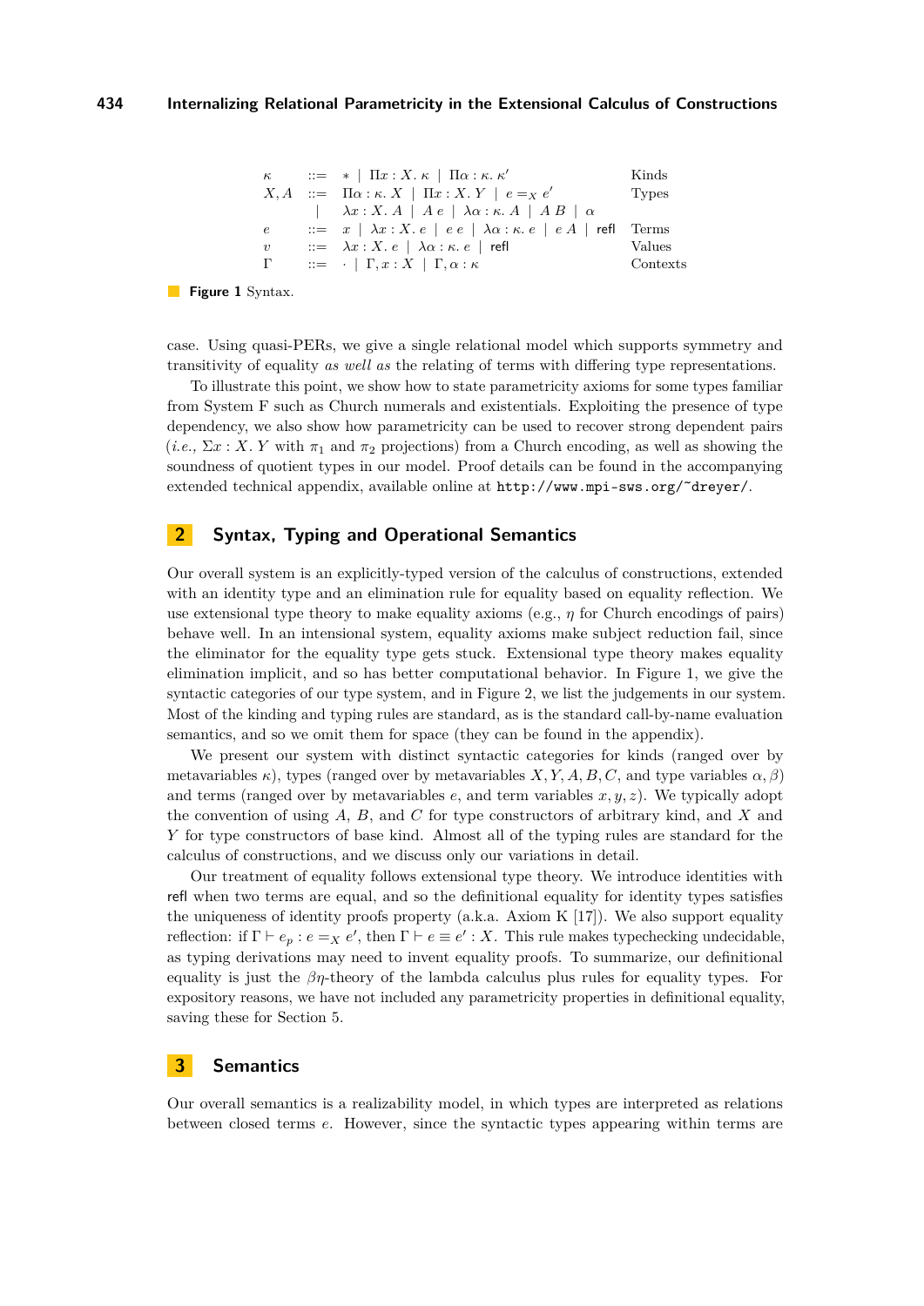$$
\begin{array}{llll}
\kappa & ::= & * \mid \Pi x : X.\, \kappa \mid \Pi \alpha : \kappa.\, \kappa' & \text{Kinds} \\
X, A & ::= & \Pi \alpha : \kappa.\, X \mid \Pi x : X.\, Y \mid e =_X e' & \text{Types} \\
 & \mid & \lambda x : X.\, A \mid A\, e \mid \lambda \alpha : \kappa.\, A \mid A\, B \mid \alpha & \\
e & ::= & x \mid \lambda x : X.\, e \mid e\, e \mid \lambda \alpha : \kappa.\, e \mid e\, A \mid \mathsf{refl} & \text{Terms} \\
v & ::= & \lambda x : X.\, e \mid \lambda \alpha : \kappa.\, e \mid \mathsf{refl} & \text{Values} \\
\Gamma & ::= & \cdot \mid \Gamma, x : X \mid \Gamma, \alpha : \kappa & \text{Contexts}
\end{array}
$$

**Figure 1** Syntax.

case. Using quasi-PERs, we give a single relational model which supports symmetry and transitivity of equality *as well as* the relating of terms with differing type representations.

To illustrate this point, we show how to state parametricity axioms for some types familiar from System F such as Church numerals and existentials. Exploiting the presence of type dependency, we also show how parametricity can be used to recover strong dependent pairs (*i.e.,* $\Sigma x : X.\, Y$ with $\pi_1$ and $\pi_2$ projections) from a Church encoding, as well as showing the soundness of quotient types in our model. Proof details can be found in the accompanying extended technical appendix, available online at `http://www.mpi-sws.org/~dreyer/`.

## 2 Syntax, Typing and Operational Semantics

Our overall system is an explicitly-typed version of the calculus of constructions, extended with an identity type and an elimination rule for equality based on equality reflection. We use extensional type theory to make equality axioms (e.g., $\eta$ for Church encodings of pairs) behave well. In an intensional system, equality axioms make subject reduction fail, since the eliminator for the equality type gets stuck. Extensional type theory makes equality elimination implicit, and so has better computational behavior. In Figure 1, we give the syntactic categories of our type system, and in Figure 2, we list the judgements in our system. Most of the kinding and typing rules are standard, as is the standard call-by-name evaluation semantics, and so we omit them for space (they can be found in the appendix).

We present our system with distinct syntactic categories for kinds (ranged over by metavariables $\kappa$), types (ranged over by metavariables $X, Y, A, B, C$, and type variables $\alpha, \beta$) and terms (ranged over by metavariables $e$, and term variables $x, y, z$). We typically adopt the convention of using $A$, $B$, and $C$ for type constructors of arbitrary kind, and $X$ and $Y$ for type constructors of base kind. Almost all of the typing rules are standard for the calculus of constructions, and we discuss only our variations in detail.

Our treatment of equality follows extensional type theory. We introduce identities with $\mathsf{refl}$ when two terms are equal, and so the definitional equality for identity types satisfies the uniqueness of identity proofs property (a.k.a. Axiom K [17]). We also support equality reflection: if $\Gamma \vdash e_p : e =_X e'$, then $\Gamma \vdash e \equiv e' : X$. This rule makes typechecking undecidable, as typing derivations may need to invent equality proofs. To summarize, our definitional equality is just the $\beta\eta$-theory of the lambda calculus plus rules for equality types. For expository reasons, we have not included any parametricity properties in definitional equality, saving these for Section 5.

## 3 Semantics

Our overall semantics is a realizability model, in which types are interpreted as relations between closed terms $e$. However, since the syntactic types appearing within terms are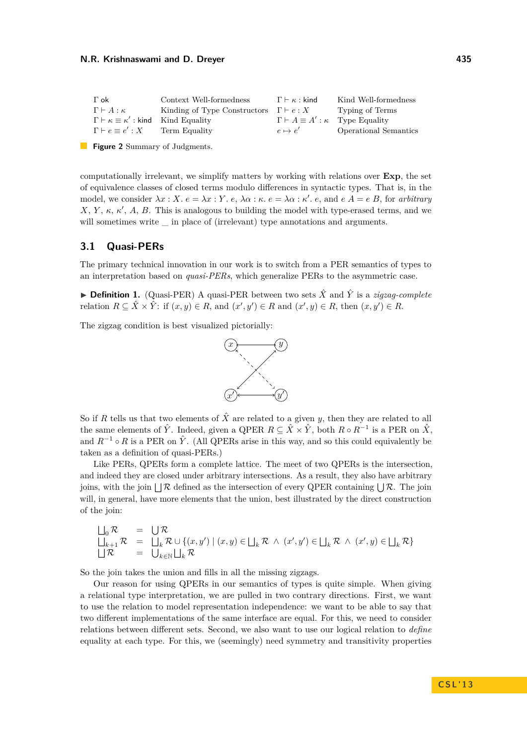| | | | |
|---|---|---|---|
| $\Gamma$ ok | Context Well-formedness | $\Gamma \vdash \kappa$ : kind | Kind Well-formedness |
| $\Gamma \vdash A : \kappa$ | Kinding of Type Constructors | $\Gamma \vdash e : X$ | Typing of Terms |
| $\Gamma \vdash \kappa \equiv \kappa'$ : kind | Kind Equality | $\Gamma \vdash A \equiv A' : \kappa$ | Type Equality |
| $\Gamma \vdash e \equiv e' : X$ | Term Equality | $e \mapsto e'$ | Operational Semantics |

**Figure 2** Summary of Judgments.

computationally irrelevant, we simplify matters by working with relations over **Exp**, the set of equivalence classes of closed terms modulo differences in syntactic types. That is, in the model, we consider $\lambda x : X.\ e = \lambda x : Y.\ e$, $\lambda\alpha : \kappa.\ e = \lambda\alpha : \kappa'.\ e$, and $e\ A = e\ B$, for *arbitrary* $X$, $Y$, $\kappa$, $\kappa'$, $A$, $B$. This is analogous to building the model with type-erased terms, and we will sometimes write _ in place of (irrelevant) type annotations and arguments.

## 3.1 Quasi-PERs

The primary technical innovation in our work is to switch from a PER semantics of types to an interpretation based on *quasi-PERs*, which generalize PERs to the asymmetric case.

▶ **Definition 1.** (Quasi-PER) A quasi-PER between two sets $\hat{X}$ and $\hat{Y}$ is a *zigzag-complete* relation $R \subseteq \hat{X} \times \hat{Y}$: if $(x, y) \in R$, and $(x', y') \in R$ and $(x', y) \in R$, then $(x, y') \in R$.

The zigzag condition is best visualized pictorially:

So if $R$ tells us that two elements of $\hat{X}$ are related to a given $y$, then they are related to all the same elements of $\hat{Y}$. Indeed, given a QPER $R \subseteq \hat{X} \times \hat{Y}$, both $R \circ R^{-1}$ is a PER on $\hat{X}$, and $R^{-1} \circ R$ is a PER on $\hat{Y}$. (All QPERs arise in this way, and so this could equivalently be taken as a definition of quasi-PERs.)

Like PERs, QPERs form a complete lattice. The meet of two QPERs is the intersection, and indeed they are closed under arbitrary intersections. As a result, they also have arbitrary joins, with the join $\bigsqcup \mathcal{R}$ defined as the intersection of every QPER containing $\bigcup \mathcal{R}$. The join will, in general, have more elements that the union, best illustrated by the direct construction of the join:

$$
\begin{array}{lcl}
\bigsqcup_0 \mathcal{R} & = & \bigcup \mathcal{R} \\
\bigsqcup_{k+1} \mathcal{R} & = & \bigsqcup_k \mathcal{R} \cup \{(x, y') \mid (x, y) \in \bigsqcup_k \mathcal{R} \ \wedge\ (x', y') \in \bigsqcup_k \mathcal{R} \ \wedge\ (x', y) \in \bigsqcup_k \mathcal{R}\} \\
\bigsqcup \mathcal{R} & = & \bigcup_{k \in \mathbb{N}} \bigsqcup_k \mathcal{R}
\end{array}
$$

So the join takes the union and fills in all the missing zigzags.

Our reason for using QPERs in our semantics of types is quite simple. When giving a relational type interpretation, we are pulled in two contrary directions. First, we want to use the relation to model representation independence: we want to be able to say that two different implementations of the same interface are equal. For this, we need to consider relations between different sets. Second, we also want to use our logical relation to *define* equality at each type. For this, we (seemingly) need symmetry and transitivity properties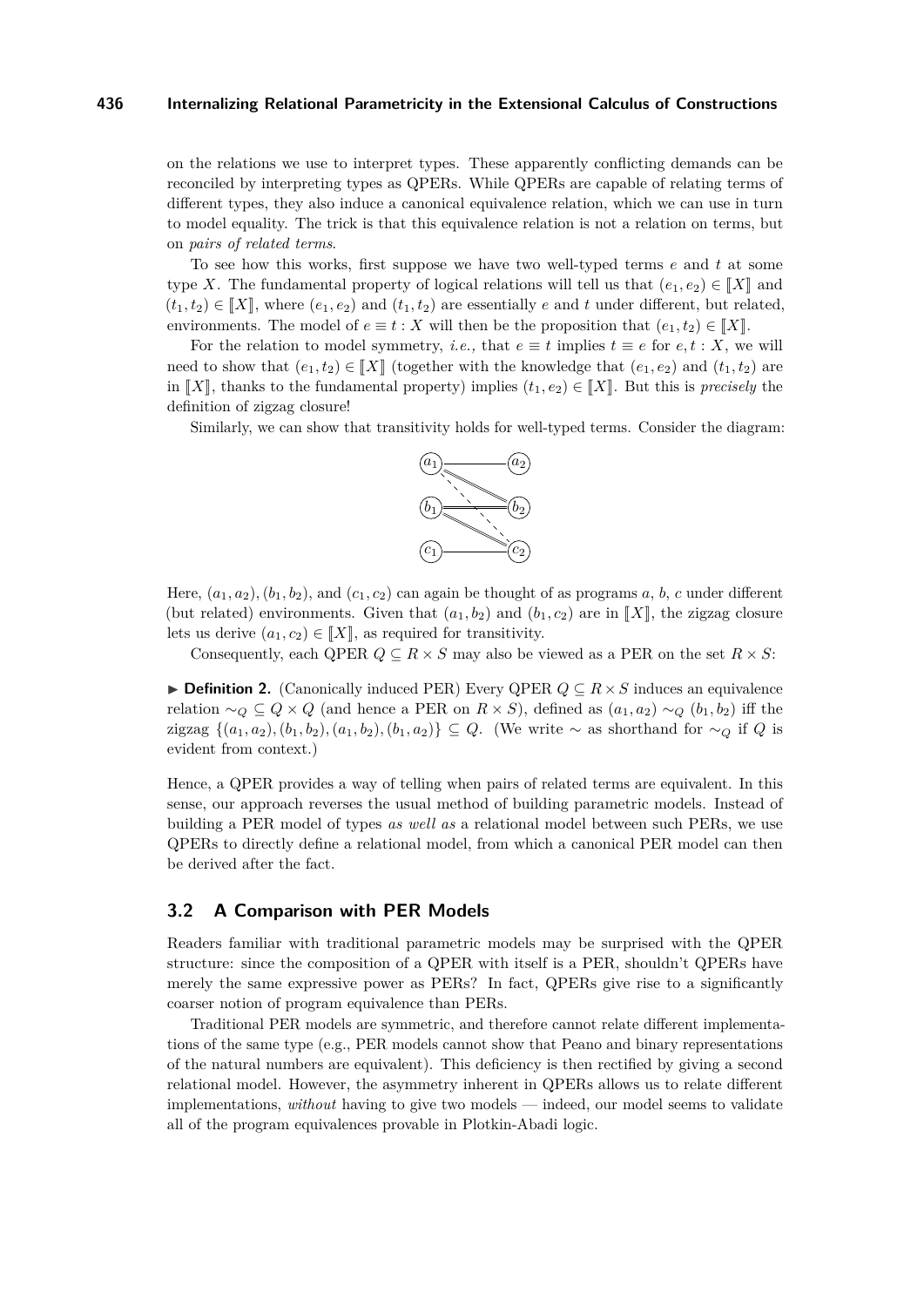on the relations we use to interpret types. These apparently conflicting demands can be reconciled by interpreting types as QPERs. While QPERs are capable of relating terms of different types, they also induce a canonical equivalence relation, which we can use in turn to model equality. The trick is that this equivalence relation is not a relation on terms, but on *pairs of related terms*.

To see how this works, first suppose we have two well-typed terms $e$ and $t$ at some type $X$. The fundamental property of logical relations will tell us that $(e_1, e_2) \in [\![X]\!]$ and $(t_1, t_2) \in [\![X]\!]$, where $(e_1, e_2)$ and $(t_1, t_2)$ are essentially $e$ and $t$ under different, but related, environments. The model of $e \equiv t : X$ will then be the proposition that $(e_1, t_2) \in [\![X]\!]$.

For the relation to model symmetry, *i.e.,* that $e \equiv t$ implies $t \equiv e$ for $e, t : X$, we will need to show that $(e_1, t_2) \in [\![X]\!]$ (together with the knowledge that $(e_1, e_2)$ and $(t_1, t_2)$ are in $[\![X]\!]$, thanks to the fundamental property) implies $(t_1, e_2) \in [\![X]\!]$. But this is *precisely* the definition of zigzag closure!

Similarly, we can show that transitivity holds for well-typed terms. Consider the diagram:

Here, $(a_1, a_2), (b_1, b_2)$, and $(c_1, c_2)$ can again be thought of as programs $a$, $b$, $c$ under different (but related) environments. Given that $(a_1, b_2)$ and $(b_1, c_2)$ are in $[\![X]\!]$, the zigzag closure lets us derive $(a_1, c_2) \in [\![X]\!]$, as required for transitivity.

Consequently, each QPER $Q \subseteq R \times S$ may also be viewed as a PER on the set $R \times S$:

▶ **Definition 2.** (Canonically induced PER) Every QPER $Q \subseteq R \times S$ induces an equivalence relation $\sim_Q \subseteq Q \times Q$ (and hence a PER on $R \times S$), defined as $(a_1, a_2) \sim_Q (b_1, b_2)$ iff the zigzag $\{(a_1, a_2), (b_1, b_2), (a_1, b_2), (b_1, a_2)\} \subseteq Q$. (We write $\sim$ as shorthand for $\sim_Q$ if $Q$ is evident from context.)

Hence, a QPER provides a way of telling when pairs of related terms are equivalent. In this sense, our approach reverses the usual method of building parametric models. Instead of building a PER model of types *as well as* a relational model between such PERs, we use QPERs to directly define a relational model, from which a canonical PER model can then be derived after the fact.

## 3.2 A Comparison with PER Models

Readers familiar with traditional parametric models may be surprised with the QPER structure: since the composition of a QPER with itself is a PER, shouldn't QPERs have merely the same expressive power as PERs? In fact, QPERs give rise to a significantly coarser notion of program equivalence than PERs.

Traditional PER models are symmetric, and therefore cannot relate different implementations of the same type (e.g., PER models cannot show that Peano and binary representations of the natural numbers are equivalent). This deficiency is then rectified by giving a second relational model. However, the asymmetry inherent in QPERs allows us to relate different implementations, *without* having to give two models — indeed, our model seems to validate all of the program equivalences provable in Plotkin-Abadi logic.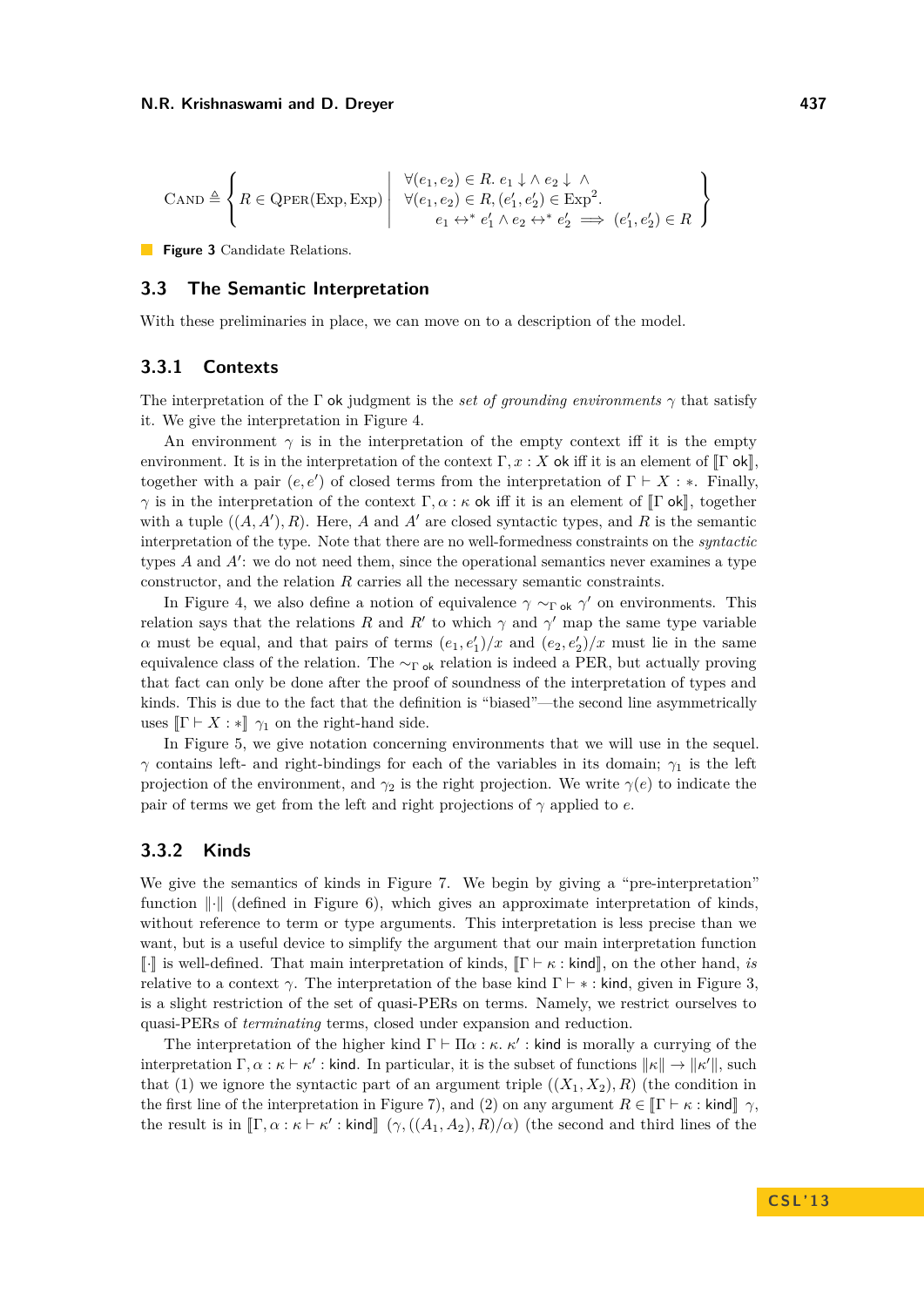$$\textsc{Cand} \triangleq \left\{ R \in \textsc{QPer}(\text{Exp}, \text{Exp}) \;\middle|\; \begin{array}{l} \forall (e_1, e_2) \in R.\ e_1 \downarrow \wedge\ e_2 \downarrow\ \wedge \\ \forall (e_1, e_2) \in R, (e_1', e_2') \in \text{Exp}^2. \\ \quad e_1 \leftrightarrow^* e_1' \wedge e_2 \leftrightarrow^* e_2' \implies (e_1', e_2') \in R \end{array} \right\}$$

**Figure 3** Candidate Relations.

## 3.3 The Semantic Interpretation

With these preliminaries in place, we can move on to a description of the model.

### 3.3.1 Contexts

The interpretation of the $\Gamma$ ok judgment is the *set of grounding environments* $\gamma$ that satisfy it. We give the interpretation in Figure 4.

An environment $\gamma$ is in the interpretation of the empty context iff it is the empty environment. It is in the interpretation of the context $\Gamma, x : X$ ok iff it is an element of $[\![\Gamma\ \mathsf{ok}]\!]$, together with a pair $(e, e')$ of closed terms from the interpretation of $\Gamma \vdash X : *$. Finally, $\gamma$ is in the interpretation of the context $\Gamma, \alpha : \kappa$ ok iff it is an element of $[\![\Gamma\ \mathsf{ok}]\!]$, together with a tuple $((A, A'), R)$. Here, $A$ and $A'$ are closed syntactic types, and $R$ is the semantic interpretation of the type. Note that there are no well-formedness constraints on the *syntactic* types $A$ and $A'$: we do not need them, since the operational semantics never examines a type constructor, and the relation $R$ carries all the necessary semantic constraints.

In Figure 4, we also define a notion of equivalence $\gamma \sim_{\Gamma\ \mathsf{ok}} \gamma'$ on environments. This relation says that the relations $R$ and $R'$ to which $\gamma$ and $\gamma'$ map the same type variable $\alpha$ must be equal, and that pairs of terms $(e_1, e_1')/x$ and $(e_2, e_2')/x$ must lie in the same equivalence class of the relation. The $\sim_{\Gamma\ \mathsf{ok}}$ relation is indeed a PER, but actually proving that fact can only be done after the proof of soundness of the interpretation of types and kinds. This is due to the fact that the definition is "biased"—the second line asymmetrically uses $[\![\Gamma \vdash X : *]\!]\ \gamma_1$ on the right-hand side.

In Figure 5, we give notation concerning environments that we will use in the sequel. $\gamma$ contains left- and right-bindings for each of the variables in its domain; $\gamma_1$ is the left projection of the environment, and $\gamma_2$ is the right projection. We write $\gamma(e)$ to indicate the pair of terms we get from the left and right projections of $\gamma$ applied to $e$.

### 3.3.2 Kinds

We give the semantics of kinds in Figure 7. We begin by giving a "pre-interpretation" function $\|\cdot\|$ (defined in Figure 6), which gives an approximate interpretation of kinds, without reference to term or type arguments. This interpretation is less precise than we want, but is a useful device to simplify the argument that our main interpretation function $[\![\cdot]\!]$ is well-defined. That main interpretation of kinds, $[\![\Gamma \vdash \kappa : \mathsf{kind}]\!]$, on the other hand, *is* relative to a context $\gamma$. The interpretation of the base kind $\Gamma \vdash * : \mathsf{kind}$, given in Figure 3, is a slight restriction of the set of quasi-PERs on terms. Namely, we restrict ourselves to quasi-PERs of *terminating* terms, closed under expansion and reduction.

The interpretation of the higher kind $\Gamma \vdash \Pi\alpha : \kappa.\ \kappa' : \mathsf{kind}$ is morally a currying of the interpretation $\Gamma, \alpha : \kappa \vdash \kappa' : \mathsf{kind}$. In particular, it is the subset of functions $\|\kappa\| \to \|\kappa'\|$, such that (1) we ignore the syntactic part of an argument triple $((X_1, X_2), R)$ (the condition in the first line of the interpretation in Figure 7), and (2) on any argument $R \in [\![\Gamma \vdash \kappa : \mathsf{kind}]\!]\ \gamma$, the result is in $[\![\Gamma, \alpha : \kappa \vdash \kappa' : \mathsf{kind}]\!]\ (\gamma, ((A_1, A_2), R)/\alpha)$ (the second and third lines of the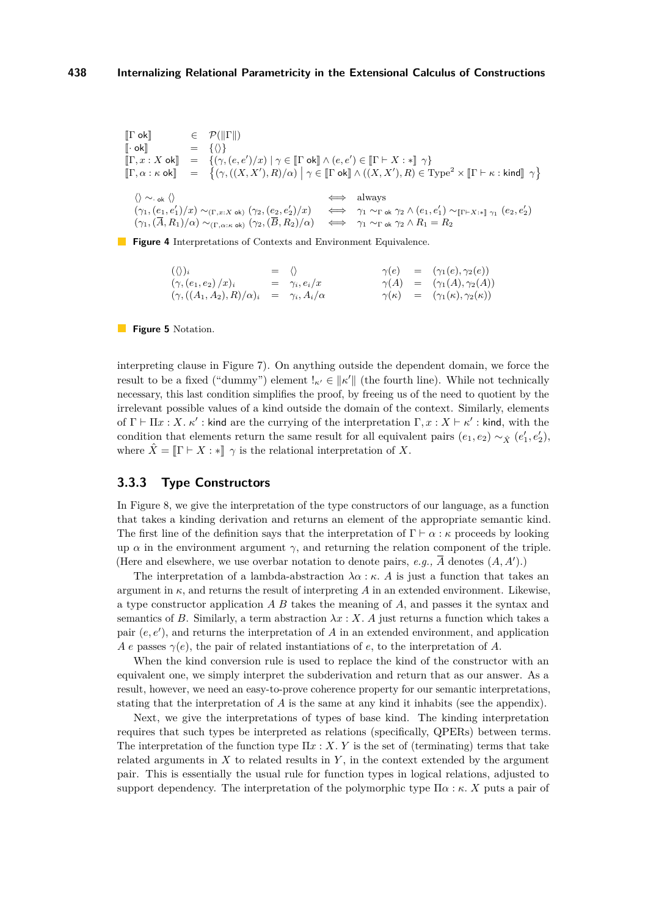$$
\begin{array}{lcl}
[\![\Gamma\ \mathsf{ok}]\!] & \in & \mathcal{P}(\|\Gamma\|) \\
[\![\cdot\ \mathsf{ok}]\!] & = & \{\langle\rangle\} \\
[\![\Gamma, x : X\ \mathsf{ok}]\!] & = & \{(\gamma, (e, e')/x) \mid \gamma \in [\![\Gamma\ \mathsf{ok}]\!] \wedge (e, e') \in [\![\Gamma \vdash X : *]\!]\ \gamma\} \\
[\![\Gamma, \alpha : \kappa\ \mathsf{ok}]\!] & = & \left\{(\gamma, ((X, X'), R)/\alpha) \;\middle|\; \gamma \in [\![\Gamma\ \mathsf{ok}]\!] \wedge ((X, X'), R) \in \mathrm{Type}^2 \times [\![\Gamma \vdash \kappa : \mathsf{kind}]\!]\ \gamma\right\}
\end{array}
$$

$$
\begin{array}{lcl}
\langle\rangle \sim_{\cdot\ \mathsf{ok}} \langle\rangle & \iff & \text{always} \\
(\gamma_1, (e_1, e_1')/x) \sim_{(\Gamma, x:X\ \mathsf{ok})} (\gamma_2, (e_2, e_2')/x) & \iff & \gamma_1 \sim_{\Gamma\ \mathsf{ok}} \gamma_2 \wedge (e_1, e_1') \sim_{[\![\Gamma \vdash X:*]\!]\ \gamma_1} (e_2, e_2') \\
(\gamma_1, (\overline{A}, R_1)/\alpha) \sim_{(\Gamma, \alpha:\kappa\ \mathsf{ok})} (\gamma_2, (\overline{B}, R_2)/\alpha) & \iff & \gamma_1 \sim_{\Gamma\ \mathsf{ok}} \gamma_2 \wedge R_1 = R_2
\end{array}
$$

**Figure 4** Interpretations of Contexts and Environment Equivalence.

$$
\begin{array}{lcl@{\qquad}lcl}
(\langle\rangle)_i & = & \langle\rangle & \gamma(e) & = & (\gamma_1(e), \gamma_2(e)) \\
(\gamma, (e_1, e_2)\,/x)_i & = & \gamma_i, e_i/x & \gamma(A) & = & (\gamma_1(A), \gamma_2(A)) \\
(\gamma, ((A_1, A_2), R)/\alpha)_i & = & \gamma_i, A_i/\alpha & \gamma(\kappa) & = & (\gamma_1(\kappa), \gamma_2(\kappa))
\end{array}
$$

**Figure 5** Notation.

interpreting clause in Figure 7). On anything outside the dependent domain, we force the result to be a fixed ("dummy") element $!_{\kappa'} \in \|\kappa'\|$ (the fourth line). While not technically necessary, this last condition simplifies the proof, by freeing us of the need to quotient by the irrelevant possible values of a kind outside the domain of the context. Similarly, elements of $\Gamma \vdash \Pi x : X.\ \kappa' : \mathsf{kind}$ are the currying of the interpretation $\Gamma, x : X \vdash \kappa' : \mathsf{kind}$, with the condition that elements return the same result for all equivalent pairs $(e_1, e_2) \sim_{\hat{X}} (e_1', e_2')$, where $\hat{X} = [\![\Gamma \vdash X : *]\!]\ \gamma$ is the relational interpretation of $X$.

### 3.3.3 Type Constructors

In Figure 8, we give the interpretation of the type constructors of our language, as a function that takes a kinding derivation and returns an element of the appropriate semantic kind. The first line of the definition says that the interpretation of $\Gamma \vdash \alpha : \kappa$ proceeds by looking up $\alpha$ in the environment argument $\gamma$, and returning the relation component of the triple. (Here and elsewhere, we use overbar notation to denote pairs, *e.g.,* $\overline{A}$ denotes $(A, A')$.)

The interpretation of a lambda-abstraction $\lambda\alpha : \kappa.\ A$ is just a function that takes an argument in $\kappa$, and returns the result of interpreting $A$ in an extended environment. Likewise, a type constructor application $A\ B$ takes the meaning of $A$, and passes it the syntax and semantics of $B$. Similarly, a term abstraction $\lambda x : X.\ A$ just returns a function which takes a pair $(e, e')$, and returns the interpretation of $A$ in an extended environment, and application $A\ e$ passes $\gamma(e)$, the pair of related instantiations of $e$, to the interpretation of $A$.

When the kind conversion rule is used to replace the kind of the constructor with an equivalent one, we simply interpret the subderivation and return that as our answer. As a result, however, we need an easy-to-prove coherence property for our semantic interpretations, stating that the interpretation of $A$ is the same at any kind it inhabits (see the appendix).

Next, we give the interpretations of types of base kind. The kinding interpretation requires that such types be interpreted as relations (specifically, QPERs) between terms. The interpretation of the function type $\Pi x : X.\ Y$ is the set of (terminating) terms that take related arguments in $X$ to related results in $Y$, in the context extended by the argument pair. This is essentially the usual rule for function types in logical relations, adjusted to support dependency. The interpretation of the polymorphic type $\Pi\alpha : \kappa.\ X$ puts a pair of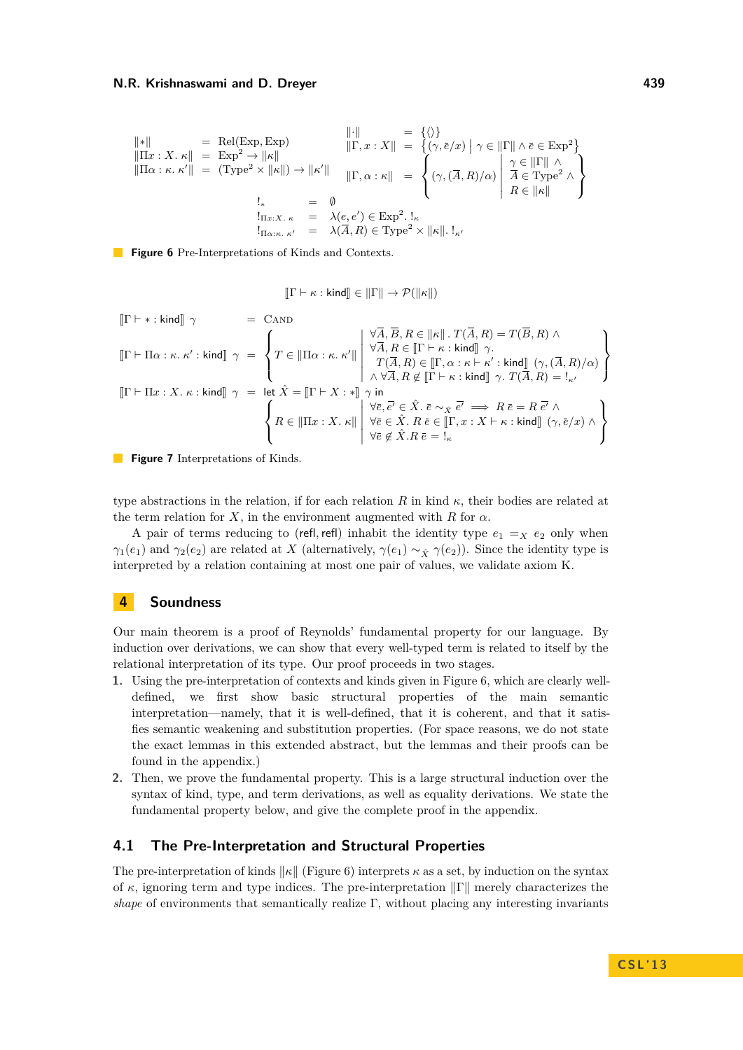$$
\begin{array}{lll}
\|*\| & = & \mathrm{Rel}(\mathrm{Exp}, \mathrm{Exp}) \\
\|\Pi x : X.\ \kappa\| & = & \mathrm{Exp}^2 \to \|\kappa\| \\
\|\Pi \alpha : \kappa.\ \kappa'\| & = & (\mathrm{Type}^2 \times \|\kappa\|) \to \|\kappa'\|
\end{array}
\qquad
\begin{array}{lll}
\|\cdot\| & = & \{\langle\rangle\} \\
\|\Gamma, x : X\| & = & \left\{(\gamma, \overline{e}/x) \;\middle|\; \gamma \in \|\Gamma\| \wedge \overline{e} \in \mathrm{Exp}^2\right\} \\
\|\Gamma, \alpha : \kappa\| & = & \left\{ (\gamma, (\overline{A}, R)/\alpha) \;\middle|\; \begin{array}{l} \gamma \in \|\Gamma\| \wedge \\ \overline{A} \in \mathrm{Type}^2 \wedge \\ R \in \|\kappa\| \end{array} \right\}
\end{array}
$$

$$
\begin{array}{lll}
!_* & = & \emptyset \\
!_{\Pi x:X.\ \kappa} & = & \lambda(e, e') \in \mathrm{Exp}^2.\ !_\kappa \\
!_{\Pi \alpha:\kappa.\ \kappa'} & = & \lambda(\overline{A}, R) \in \mathrm{Type}^2 \times \|\kappa\|.\ !_{\kappa'}
\end{array}
$$

**Figure 6** Pre-Interpretations of Kinds and Contexts.

$$
[\![\Gamma \vdash \kappa : \mathsf{kind}]\!] \in \|\Gamma\| \to \mathcal{P}(\|\kappa\|)
$$

$$
\begin{array}{lll}
[\![\Gamma \vdash * : \mathsf{kind}]\!]\ \gamma & = & \textsc{Cand} \\
[\![\Gamma \vdash \Pi\alpha : \kappa.\ \kappa' : \mathsf{kind}]\!]\ \gamma & = & \left\{ T \in \|\Pi\alpha : \kappa.\ \kappa'\| \;\middle|\; \begin{array}{l} \forall \overline{A}, \overline{B}, R \in \|\kappa\|\ .\ T(\overline{A}, R) = T(\overline{B}, R) \wedge \\ \forall \overline{A}, R \in [\![\Gamma \vdash \kappa : \mathsf{kind}]\!]\ \gamma. \\ \quad T(\overline{A}, R) \in [\![\Gamma, \alpha : \kappa \vdash \kappa' : \mathsf{kind}]\!]\ (\gamma, (\overline{A}, R)/\alpha) \\ \wedge\ \forall \overline{A}, R \notin [\![\Gamma \vdash \kappa : \mathsf{kind}]\!]\ \gamma.\ T(\overline{A}, R) = !_{\kappa'} \end{array} \right\} \\
[\![\Gamma \vdash \Pi x : X.\ \kappa : \mathsf{kind}]\!]\ \gamma & = & \mathsf{let}\ \hat{X} = [\![\Gamma \vdash X : *]\!]\ \gamma\ \mathsf{in} \\
& & \left\{ R \in \|\Pi x : X.\ \kappa\| \;\middle|\; \begin{array}{l} \forall \overline{e}, \overline{e'} \in \hat{X}.\ \overline{e} \sim_{\hat{X}} \overline{e'} \implies R\ \overline{e} = R\ \overline{e'} \wedge \\ \forall \overline{e} \in \hat{X}.\ R\ \overline{e} \in [\![\Gamma, x : X \vdash \kappa : \mathsf{kind}]\!]\ (\gamma, \overline{e}/x) \wedge \\ \forall \overline{e} \notin \hat{X}. R\ \overline{e} = !_\kappa \end{array} \right\}
\end{array}
$$

**Figure 7** Interpretations of Kinds.

type abstractions in the relation, if for each relation $R$ in kind $\kappa$, their bodies are related at the term relation for $X$, in the environment augmented with $R$ for $\alpha$.

A pair of terms reducing to $(\mathsf{refl}, \mathsf{refl})$ inhabit the identity type $e_1 =_X e_2$ only when $\gamma_1(e_1)$ and $\gamma_2(e_2)$ are related at $X$ (alternatively, $\gamma(e_1) \sim_{\hat{X}} \gamma(e_2)$). Since the identity type is interpreted by a relation containing at most one pair of values, we validate axiom K.

## 4 Soundness

Our main theorem is a proof of Reynolds' fundamental property for our language. By induction over derivations, we can show that every well-typed term is related to itself by the relational interpretation of its type. Our proof proceeds in two stages.

1. Using the pre-interpretation of contexts and kinds given in Figure 6, which are clearly well-defined, we first show basic structural properties of the main semantic interpretation—namely, that it is well-defined, that it is coherent, and that it satisfies semantic weakening and substitution properties. (For space reasons, we do not state the exact lemmas in this extended abstract, but the lemmas and their proofs can be found in the appendix.)
2. Then, we prove the fundamental property. This is a large structural induction over the syntax of kind, type, and term derivations, as well as equality derivations. We state the fundamental property below, and give the complete proof in the appendix.

### 4.1 The Pre-Interpretation and Structural Properties

The pre-interpretation of kinds $\|\kappa\|$ (Figure 6) interprets $\kappa$ as a set, by induction on the syntax of $\kappa$, ignoring term and type indices. The pre-interpretation $\|\Gamma\|$ merely characterizes the *shape* of environments that semantically realize $\Gamma$, without placing any interesting invariants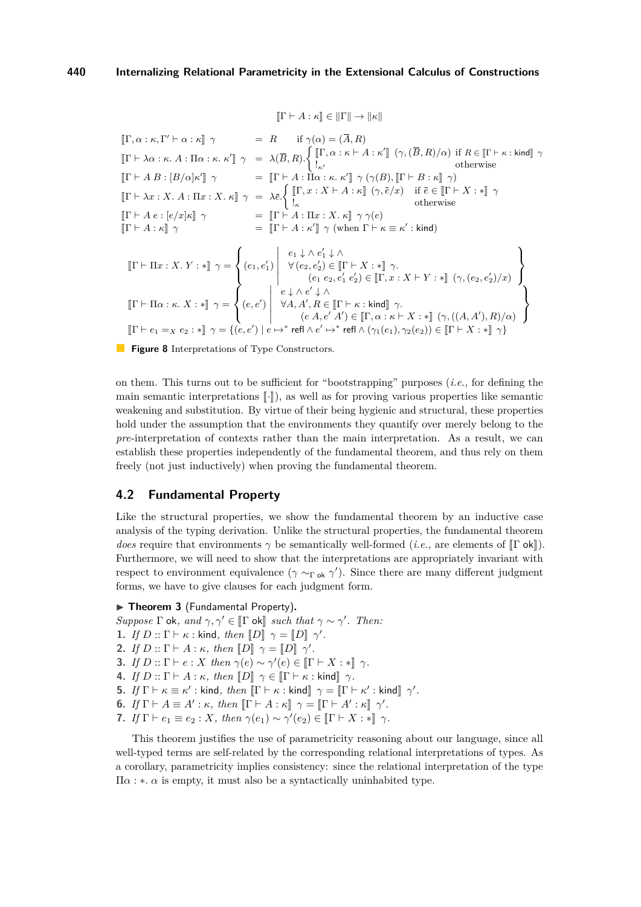$$[\![\Gamma \vdash A : \kappa]\!] \in \|\Gamma\| \to \|\kappa\|$$

$$
\begin{array}{lcl}
[\![\Gamma, \alpha : \kappa, \Gamma' \vdash \alpha : \kappa]\!]\ \gamma & = & R \quad \text{if } \gamma(\alpha) = (\overline{A}, R) \\
[\![\Gamma \vdash \lambda\alpha : \kappa.\ A : \Pi\alpha : \kappa.\ \kappa']\!]\ \gamma & = & \lambda(\overline{B}, R). \begin{cases} [\![\Gamma, \alpha : \kappa \vdash A : \kappa']\!]\ (\gamma, (\overline{B}, R)/\alpha) & \text{if } R \in [\![\Gamma \vdash \kappa : \mathsf{kind}]\!]\ \gamma \\ !_{\kappa'} & \text{otherwise} \end{cases} \\
[\![\Gamma \vdash A\ B : [B/\alpha]\kappa']\!]\ \gamma & = & [\![\Gamma \vdash A : \Pi\alpha : \kappa.\ \kappa']\!]\ \gamma\ (\gamma(B), [\![\Gamma \vdash B : \kappa]\!]\ \gamma) \\
[\![\Gamma \vdash \lambda x : X.\ A : \Pi x : X.\ \kappa]\!]\ \gamma & = & \lambda\bar{e}. \begin{cases} [\![\Gamma, x : X \vdash A : \kappa]\!]\ (\gamma, \bar{e}/x) & \text{if } \bar{e} \in [\![\Gamma \vdash X : *]\!]\ \gamma \\ !_{\kappa} & \text{otherwise} \end{cases} \\
[\![\Gamma \vdash A\ e : [e/x]\kappa]\!]\ \gamma & = & [\![\Gamma \vdash A : \Pi x : X.\ \kappa]\!]\ \gamma\ \gamma(e) \\
[\![\Gamma \vdash A : \kappa]\!]\ \gamma & = & [\![\Gamma \vdash A : \kappa']\!]\ \gamma \text{ (when } \Gamma \vdash \kappa \equiv \kappa' : \mathsf{kind})
\end{array}
$$

$$
[\![\Gamma \vdash \Pi x : X.\ Y : *]\!]\ \gamma = \left\{ (e_1, e_1') \;\middle|\; \begin{array}{l} e_1 \downarrow \wedge\ e_1' \downarrow \wedge \\ \forall (e_2, e_2') \in [\![\Gamma \vdash X : *]\!]\ \gamma. \\ \qquad (e_1\ e_2, e_1'\ e_2') \in [\![\Gamma, x : X \vdash Y : *]\!]\ (\gamma, (e_2, e_2')/x) \end{array} \right\}
$$

$$
[\![\Gamma \vdash \Pi\alpha : \kappa.\ X : *]\!]\ \gamma = \left\{ (e, e') \;\middle|\; \begin{array}{l} e \downarrow \wedge\ e' \downarrow \wedge \\ \forall A, A', R \in [\![\Gamma \vdash \kappa : \mathsf{kind}]\!]\ \gamma. \\ \qquad (e\ A, e'\ A') \in [\![\Gamma, \alpha : \kappa \vdash X : *]\!]\ (\gamma, ((A, A'), R)/\alpha) \end{array} \right\}
$$

$$
[\![\Gamma \vdash e_1 =_X e_2 : *]\!]\ \gamma = \{(e, e') \mid e \mapsto^* \mathsf{refl} \wedge e' \mapsto^* \mathsf{refl} \wedge (\gamma_1(e_1), \gamma_2(e_2)) \in [\![\Gamma \vdash X : *]\!]\ \gamma\}
$$

**Figure 8** Interpretations of Type Constructors.

on them. This turns out to be sufficient for "bootstrapping" purposes (*i.e.,* for defining the main semantic interpretations $[\![\cdot]\!]$), as well as for proving various properties like semantic weakening and substitution. By virtue of their being hygienic and structural, these properties hold under the assumption that the environments they quantify over merely belong to the *pre*-interpretation of contexts rather than the main interpretation. As a result, we can establish these properties independently of the fundamental theorem, and thus rely on them freely (not just inductively) when proving the fundamental theorem.

## 4.2 Fundamental Property

Like the structural properties, we show the fundamental theorem by an inductive case analysis of the typing derivation. Unlike the structural properties, the fundamental theorem *does* require that environments $\gamma$ be semantically well-formed (*i.e.,* are elements of $[\![\Gamma\ \mathsf{ok}]\!]$). Furthermore, we will need to show that the interpretations are appropriately invariant with respect to environment equivalence ($\gamma \sim_{\Gamma\ \mathsf{ok}} \gamma'$). Since there are many different judgment forms, we have to give clauses for each judgment form.

▶ **Theorem 3** (Fundamental Property)**.**
*Suppose* $\Gamma$ ok*, and* $\gamma, \gamma' \in [\![\Gamma\ \mathsf{ok}]\!]$ *such that* $\gamma \sim \gamma'$*. Then:*

1. *If* $D :: \Gamma \vdash \kappa : \mathsf{kind}$*, then* $[\![D]\!]\ \gamma = [\![D]\!]\ \gamma'$*.*
2. *If* $D :: \Gamma \vdash A : \kappa$*, then* $[\![D]\!]\ \gamma = [\![D]\!]\ \gamma'$*.*
3. *If* $D :: \Gamma \vdash e : X$ *then* $\gamma(e) \sim \gamma'(e) \in [\![\Gamma \vdash X : *]\!]\ \gamma$*.*
4. *If* $D :: \Gamma \vdash A : \kappa$*, then* $[\![D]\!]\ \gamma \in [\![\Gamma \vdash \kappa : \mathsf{kind}]\!]\ \gamma$*.*
5. *If* $\Gamma \vdash \kappa \equiv \kappa' : \mathsf{kind}$*, then* $[\![\Gamma \vdash \kappa : \mathsf{kind}]\!]\ \gamma = [\![\Gamma \vdash \kappa' : \mathsf{kind}]\!]\ \gamma'$*.*
6. *If* $\Gamma \vdash A \equiv A' : \kappa$*, then* $[\![\Gamma \vdash A : \kappa]\!]\ \gamma = [\![\Gamma \vdash A' : \kappa]\!]\ \gamma'$*.*
7. *If* $\Gamma \vdash e_1 \equiv e_2 : X$*, then* $\gamma(e_1) \sim \gamma'(e_2) \in [\![\Gamma \vdash X : *]\!]\ \gamma$*.*

This theorem justifies the use of parametricity reasoning about our language, since all well-typed terms are self-related by the corresponding relational interpretations of types. As a corollary, parametricity implies consistency: since the relational interpretation of the type $\Pi\alpha : *.\ \alpha$ is empty, it must also be a syntactically uninhabited type.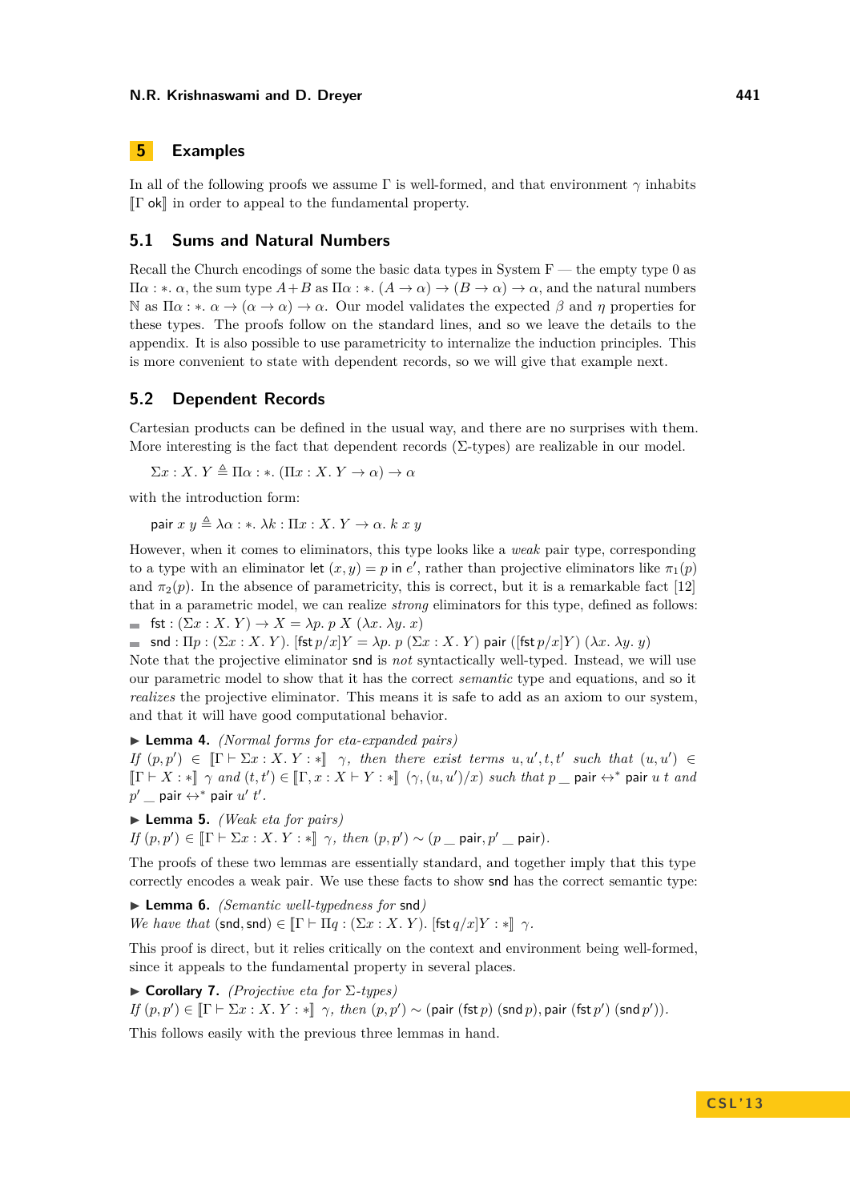## 5 Examples

In all of the following proofs we assume $\Gamma$ is well-formed, and that environment $\gamma$ inhabits $[\![\Gamma\ \mathsf{ok}]\!]$ in order to appeal to the fundamental property.

### 5.1 Sums and Natural Numbers

Recall the Church encodings of some the basic data types in System F — the empty type 0 as $\Pi\alpha : *.\ \alpha$, the sum type $A+B$ as $\Pi\alpha : *.\ (A \to \alpha) \to (B \to \alpha) \to \alpha$, and the natural numbers $\mathbb{N}$ as $\Pi\alpha : *.\ \alpha \to (\alpha \to \alpha) \to \alpha$. Our model validates the expected $\beta$ and $\eta$ properties for these types. The proofs follow on the standard lines, and so we leave the details to the appendix. It is also possible to use parametricity to internalize the induction principles. This is more convenient to state with dependent records, so we will give that example next.

### 5.2 Dependent Records

Cartesian products can be defined in the usual way, and there are no surprises with them. More interesting is the fact that dependent records ($\Sigma$-types) are realizable in our model.

$$\Sigma x : X.\ Y \triangleq \Pi\alpha : *.\ (\Pi x : X.\ Y \to \alpha) \to \alpha$$

with the introduction form:

$$\mathsf{pair}\ x\ y \triangleq \lambda\alpha : *.\ \lambda k : \Pi x : X.\ Y \to \alpha.\ k\ x\ y$$

However, when it comes to eliminators, this type looks like a *weak* pair type, corresponding to a type with an eliminator $\mathsf{let}\ (x, y) = p\ \mathsf{in}\ e'$, rather than projective eliminators like $\pi_1(p)$ and $\pi_2(p)$. In the absence of parametricity, this is correct, but it is a remarkable fact [12] that in a parametric model, we can realize *strong* eliminators for this type, defined as follows:

- $\mathsf{fst} : (\Sigma x : X.\ Y) \to X = \lambda p.\ p\ X\ (\lambda x.\ \lambda y.\ x)$
- $\mathsf{snd} : \Pi p : (\Sigma x : X.\ Y).\ [\mathsf{fst}\ p/x]Y = \lambda p.\ p\ (\Sigma x : X.\ Y)\ \mathsf{pair}\ ([\mathsf{fst}\ p/x]Y)\ (\lambda x.\ \lambda y.\ y)$

Note that the projective eliminator $\mathsf{snd}$ is *not* syntactically well-typed. Instead, we will use our parametric model to show that it has the correct *semantic* type and equations, and so it *realizes* the projective eliminator. This means it is safe to add as an axiom to our system, and that it will have good computational behavior.

▶ **Lemma 4.** *(Normal forms for eta-expanded pairs)*
*If* $(p, p') \in [\![\Gamma \vdash \Sigma x : X.\ Y : *]\!]\ \gamma$*, then there exist terms* $u, u', t, t'$ *such that* $(u, u') \in [\![\Gamma \vdash X : *]\!]\ \gamma$ *and* $(t, t') \in [\![\Gamma, x : X \vdash Y : *]\!]\ (\gamma, (u, u')/x)$ *such that* $p\ \_\ \mathsf{pair} \leftrightarrow^* \mathsf{pair}\ u\ t$ *and* $p'\ \_\ \mathsf{pair} \leftrightarrow^* \mathsf{pair}\ u'\ t'$.

▶ **Lemma 5.** *(Weak eta for pairs)*
*If* $(p, p') \in [\![\Gamma \vdash \Sigma x : X.\ Y : *]\!]\ \gamma$*, then* $(p, p') \sim (p\ \_\ \mathsf{pair}, p'\ \_\ \mathsf{pair})$.

The proofs of these two lemmas are essentially standard, and together imply that this type correctly encodes a weak pair. We use these facts to show $\mathsf{snd}$ has the correct semantic type:

▶ **Lemma 6.** *(Semantic well-typedness for* $\mathsf{snd}$*)*
*We have that* $(\mathsf{snd}, \mathsf{snd}) \in [\![\Gamma \vdash \Pi q : (\Sigma x : X.\ Y).\ [\mathsf{fst}\ q/x]Y : *]\!]\ \gamma$.

This proof is direct, but it relies critically on the context and environment being well-formed, since it appeals to the fundamental property in several places.

▶ **Corollary 7.** *(Projective eta for* $\Sigma$*-types)*
*If* $(p, p') \in [\![\Gamma \vdash \Sigma x : X.\ Y : *]\!]\ \gamma$*, then* $(p, p') \sim (\mathsf{pair}\ (\mathsf{fst}\ p)\ (\mathsf{snd}\ p), \mathsf{pair}\ (\mathsf{fst}\ p')\ (\mathsf{snd}\ p'))$.

This follows easily with the previous three lemmas in hand.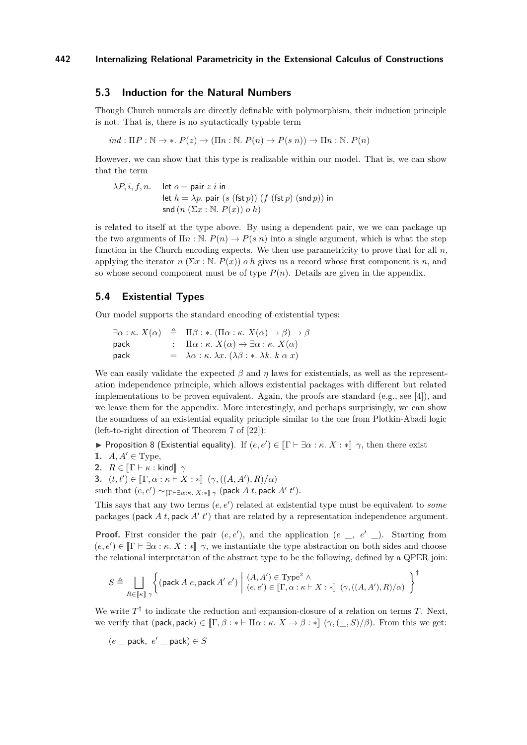### 5.3 Induction for the Natural Numbers

Though Church numerals are directly definable with polymorphism, their induction principle is not. That is, there is no syntactically typable term

$$ind : \Pi P : \mathbb{N} \to *.\ P(z) \to (\Pi n : \mathbb{N}.\ P(n) \to P(s\ n)) \to \Pi n : \mathbb{N}.\ P(n)$$

However, we can show that this type is realizable within our model. That is, we can show that the term

$$\begin{aligned}\lambda P, i, f, n.\quad & \mathsf{let}\ o = \mathsf{pair}\ z\ i\ \mathsf{in} \\ & \mathsf{let}\ h = \lambda p.\ \mathsf{pair}\ (s\ (\mathsf{fst}\, p))\ (f\ (\mathsf{fst}\, p)\ (\mathsf{snd}\, p))\ \mathsf{in} \\ & \mathsf{snd}\,(n\ (\Sigma x : \mathbb{N}.\ P(x))\ o\ h)\end{aligned}$$

is related to itself at the type above. By using a dependent pair, we we can package up the two arguments of $\Pi n : \mathbb{N}.\ P(n) \to P(s\ n)$ into a single argument, which is what the step function in the Church encoding expects. We then use parametricity to prove that for all $n$, applying the iterator $n\ (\Sigma x : \mathbb{N}.\ P(x))\ o\ h$ gives us a record whose first component is $n$, and so whose second component must be of type $P(n)$. Details are given in the appendix.

### 5.4 Existential Types

Our model supports the standard encoding of existential types:

$$\begin{aligned}\exists \alpha : \kappa.\ X(\alpha) \ &\triangleq\ \Pi \beta : *.\ (\Pi \alpha : \kappa.\ X(\alpha) \to \beta) \to \beta \\ \mathsf{pack}\ &:\ \Pi \alpha : \kappa.\ X(\alpha) \to \exists \alpha : \kappa.\ X(\alpha) \\ \mathsf{pack}\ &=\ \lambda \alpha : \kappa.\ \lambda x.\ (\lambda \beta : *.\ \lambda k.\ k\ \alpha\ x)\end{aligned}$$

We can easily validate the expected $\beta$ and $\eta$ laws for existentials, as well as the representation independence principle, which allows existential packages with different but related implementations to be proven equivalent. Again, the proofs are standard (e.g., see [4]), and we leave them for the appendix. More interestingly, and perhaps surprisingly, we can show the soundness of an existential equality principle similar to the one from Plotkin-Abadi logic (left-to-right direction of Theorem 7 of [22]):

▶ **Proposition 8** (Existential equality). If $(e, e') \in [\![\Gamma \vdash \exists \alpha : \kappa.\ X : *]\!]\ \gamma$, then there exist

1. $A, A' \in \mathrm{Type}$,
2. $R \in [\![\Gamma \vdash \kappa : \mathsf{kind}]\!]\ \gamma$
3. $(t, t') \in [\![\Gamma, \alpha : \kappa \vdash X : *]\!]\ (\gamma, ((A, A'), R)/\alpha)$

such that $(e, e') \sim_{[\![\Gamma \vdash \exists \alpha:\kappa.\ X:*]\!]\ \gamma} (\mathsf{pack}\ A\ t, \mathsf{pack}\ A'\ t')$.

This says that any two terms $(e, e')$ related at existential type must be equivalent to *some* packages $(\mathsf{pack}\ A\ t, \mathsf{pack}\ A'\ t')$ that are related by a representation independence argument.

**Proof.** First consider the pair $(e, e')$, and the application $(e\ \_,\ e'\ \_)$. Starting from $(e, e') \in [\![\Gamma \vdash \exists \alpha : \kappa.\ X : *]\!]\ \gamma$, we instantiate the type abstraction on both sides and choose the relational interpretation of the abstract type to be the following, defined by a QPER join:

$$S \triangleq \bigsqcup_{R \in [\![\kappa]\!]\ \gamma} \left\{ (\mathsf{pack}\ A\ e, \mathsf{pack}\ A'\ e') \;\middle|\; \begin{array}{l}(A, A') \in \mathrm{Type}^2\ \wedge \\ (e, e') \in [\![\Gamma, \alpha : \kappa \vdash X : *]\!]\ (\gamma, ((A, A'), R)/\alpha)\end{array} \right\}^{\dagger}$$

We write $T^{\dagger}$ to indicate the reduction and expansion-closure of a relation on terms $T$. Next, we verify that $(\mathsf{pack}, \mathsf{pack}) \in [\![\Gamma, \beta : * \vdash \Pi \alpha : \kappa.\ X \to \beta : *]\!]\ (\gamma, (\_, S)/\beta)$. From this we get:

$$(e\ \_\ \mathsf{pack},\ e'\ \_\ \mathsf{pack}) \in S$$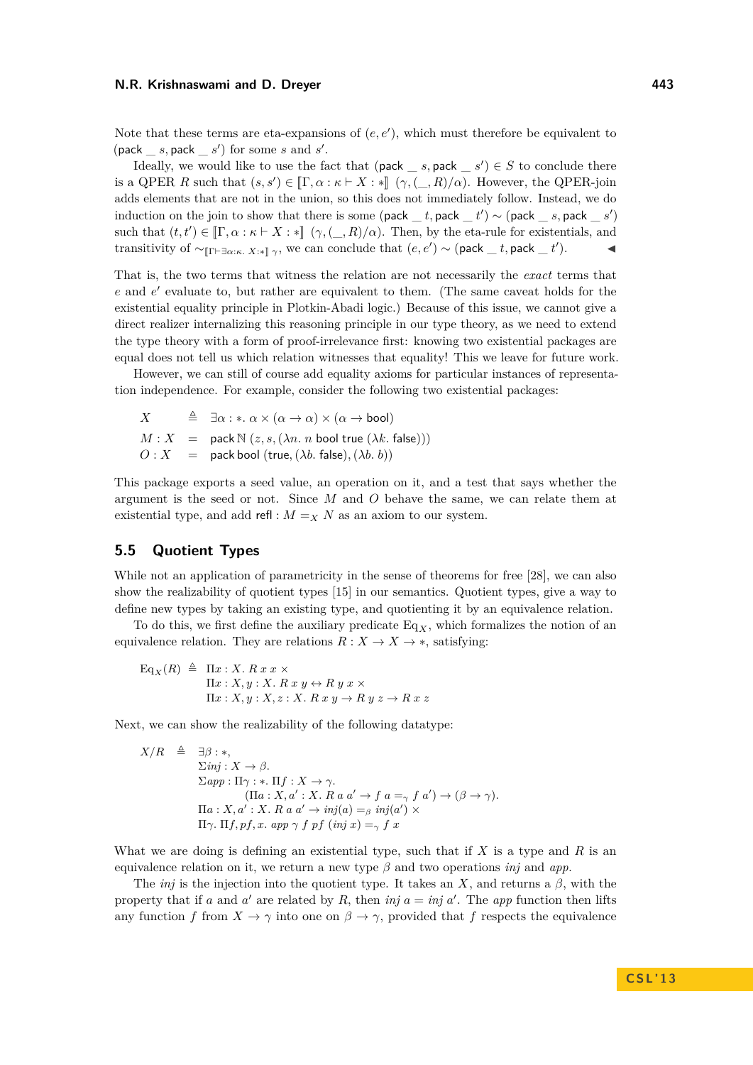Note that these terms are eta-expansions of $(e, e')$, which must therefore be equivalent to $(\mathsf{pack}\ \_\ s, \mathsf{pack}\ \_\ s')$ for some $s$ and $s'$.

Ideally, we would like to use the fact that $(\mathsf{pack}\ \_\ s, \mathsf{pack}\ \_\ s') \in S$ to conclude there is a QPER $R$ such that $(s, s') \in [\![\Gamma, \alpha : \kappa \vdash X : *]\!]\ (\gamma, (\_, R)/\alpha)$. However, the QPER-join adds elements that are not in the union, so this does not immediately follow. Instead, we do induction on the join to show that there is some $(\mathsf{pack}\ \_\ t, \mathsf{pack}\ \_\ t') \sim (\mathsf{pack}\ \_\ s, \mathsf{pack}\ \_\ s')$ such that $(t, t') \in [\![\Gamma, \alpha : \kappa \vdash X : *]\!]\ (\gamma, (\_, R)/\alpha)$. Then, by the eta-rule for existentials, and transitivity of $\sim_{[\![\Gamma \vdash \exists \alpha:\kappa.\ X:*]\!]\ \gamma}$, we can conclude that $(e, e') \sim (\mathsf{pack}\ \_\ t, \mathsf{pack}\ \_\ t')$. ◀

That is, the two terms that witness the relation are not necessarily the *exact* terms that $e$ and $e'$ evaluate to, but rather are equivalent to them. (The same caveat holds for the existential equality principle in Plotkin-Abadi logic.) Because of this issue, we cannot give a direct realizer internalizing this reasoning principle in our type theory, as we need to extend the type theory with a form of proof-irrelevance first: knowing two existential packages are equal does not tell us which relation witnesses that equality! This we leave for future work.

However, we can still of course add equality axioms for particular instances of representation independence. For example, consider the following two existential packages:

$$
\begin{array}{lcl}
X & \triangleq & \exists \alpha : *.\ \alpha \times (\alpha \to \alpha) \times (\alpha \to \mathsf{bool}) \\
M : X & = & \mathsf{pack}\ \mathbb{N}\ (z, s, (\lambda n.\ n\ \mathsf{bool}\ \mathsf{true}\ (\lambda k.\ \mathsf{false}))) \\
O : X & = & \mathsf{pack}\ \mathsf{bool}\ (\mathsf{true}, (\lambda b.\ \mathsf{false}), (\lambda b.\ b))
\end{array}
$$

This package exports a seed value, an operation on it, and a test that says whether the argument is the seed or not. Since $M$ and $O$ behave the same, we can relate them at existential type, and add $\mathsf{refl} : M =_X N$ as an axiom to our system.

## 5.5 Quotient Types

While not an application of parametricity in the sense of theorems for free [28], we can also show the realizability of quotient types [15] in our semantics. Quotient types, give a way to define new types by taking an existing type, and quotienting it by an equivalence relation.

To do this, we first define the auxiliary predicate $\mathrm{Eq}_X$, which formalizes the notion of an equivalence relation. They are relations $R : X \to X \to *$, satisfying:

$$
\begin{array}{rcl}
\mathrm{Eq}_X(R) & \triangleq & \Pi x : X.\ R\ x\ x\ \times \\
& & \Pi x : X, y : X.\ R\ x\ y \leftrightarrow R\ y\ x\ \times \\
& & \Pi x : X, y : X, z : X.\ R\ x\ y \to R\ y\ z \to R\ x\ z
\end{array}
$$

Next, we can show the realizability of the following datatype:

$$
\begin{array}{rcl}
X/R & \triangleq & \exists \beta : *, \\
& & \Sigma inj : X \to \beta. \\
& & \Sigma app : \Pi \gamma : *.\ \Pi f : X \to \gamma. \\
& & \qquad (\Pi a : X, a' : X.\ R\ a\ a' \to f\ a =_\gamma f\ a') \to (\beta \to \gamma). \\
& & \Pi a : X, a' : X.\ R\ a\ a' \to inj(a) =_\beta inj(a')\ \times \\
& & \Pi \gamma.\ \Pi f, pf, x.\ app\ \gamma\ f\ pf\ (inj\ x) =_\gamma f\ x
\end{array}
$$

What we are doing is defining an existential type, such that if $X$ is a type and $R$ is an equivalence relation on it, we return a new type $\beta$ and two operations *inj* and *app*.

The *inj* is the injection into the quotient type. It takes an $X$, and returns a $\beta$, with the property that if $a$ and $a'$ are related by $R$, then $inj\ a = inj\ a'$. The *app* function then lifts any function $f$ from $X \to \gamma$ into one on $\beta \to \gamma$, provided that $f$ respects the equivalence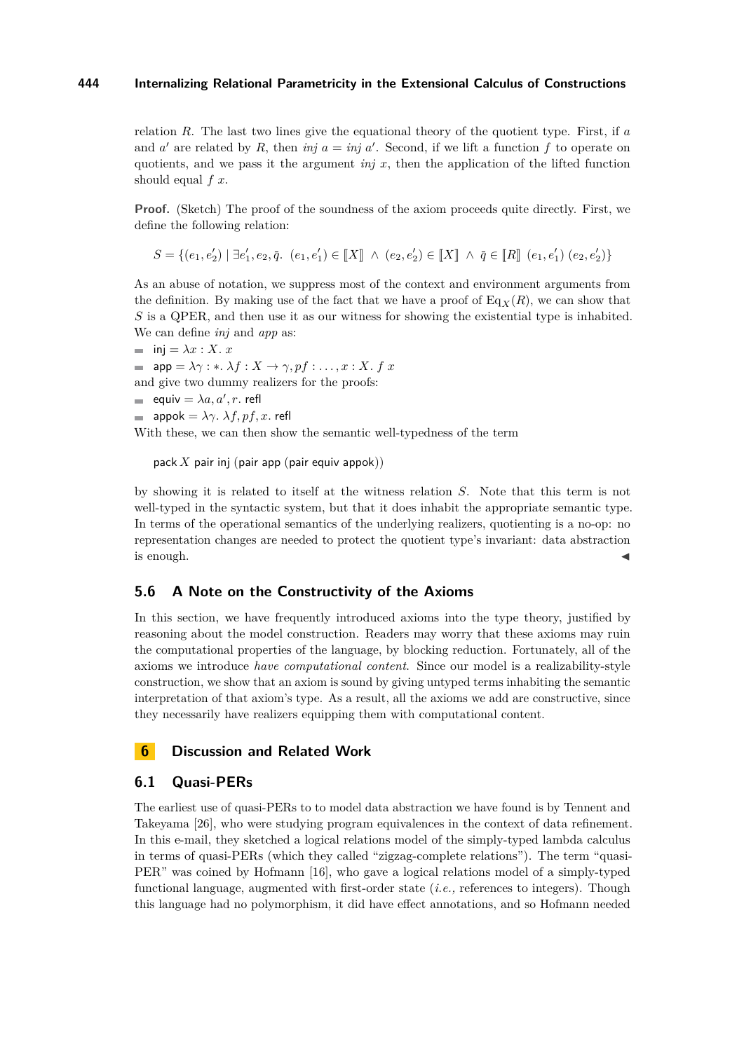relation $R$. The last two lines give the equational theory of the quotient type. First, if $a$ and $a'$ are related by $R$, then *inj* $a =$ *inj* $a'$. Second, if we lift a function $f$ to operate on quotients, and we pass it the argument *inj* $x$, then the application of the lifted function should equal $f\ x$.

**Proof.** (Sketch) The proof of the soundness of the axiom proceeds quite directly. First, we define the following relation:

$$S = \{(e_1, e_2') \mid \exists e_1', e_2, \bar{q}.\ (e_1, e_1') \in [\![X]\!] \ \wedge\ (e_2, e_2') \in [\![X]\!] \ \wedge\ \bar{q} \in [\![R]\!]\ (e_1, e_1')\ (e_2, e_2')\}$$

As an abuse of notation, we suppress most of the context and environment arguments from the definition. By making use of the fact that we have a proof of $\mathrm{Eq}_X(R)$, we can show that $S$ is a QPER, and then use it as our witness for showing the existential type is inhabited. We can define *inj* and *app* as:

- $\mathsf{inj} = \lambda x : X.\ x$
- $\mathsf{app} = \lambda \gamma : *.\ \lambda f : X \to \gamma, pf : \ldots, x : X.\ f\ x$

and give two dummy realizers for the proofs:

- $\mathsf{equiv} = \lambda a, a', r.\ \mathsf{refl}$
- $\mathsf{appok} = \lambda \gamma.\ \lambda f, pf, x.\ \mathsf{refl}$

With these, we can then show the semantic well-typedness of the term

$$\mathsf{pack}\ X\ \mathsf{pair}\ \mathsf{inj}\ (\mathsf{pair}\ \mathsf{app}\ (\mathsf{pair}\ \mathsf{equiv}\ \mathsf{appok}))$$

by showing it is related to itself at the witness relation $S$. Note that this term is not well-typed in the syntactic system, but that it does inhabit the appropriate semantic type. In terms of the operational semantics of the underlying realizers, quotienting is a no-op: no representation changes are needed to protect the quotient type's invariant: data abstraction is enough. ◀

### 5.6 A Note on the Constructivity of the Axioms

In this section, we have frequently introduced axioms into the type theory, justified by reasoning about the model construction. Readers may worry that these axioms may ruin the computational properties of the language, by blocking reduction. Fortunately, all of the axioms we introduce *have computational content*. Since our model is a realizability-style construction, we show that an axiom is sound by giving untyped terms inhabiting the semantic interpretation of that axiom's type. As a result, all the axioms we add are constructive, since they necessarily have realizers equipping them with computational content.

## 6 Discussion and Related Work

### 6.1 Quasi-PERs

The earliest use of quasi-PERs to to model data abstraction we have found is by Tennent and Takeyama [26], who were studying program equivalences in the context of data refinement. In this e-mail, they sketched a logical relations model of the simply-typed lambda calculus in terms of quasi-PERs (which they called "zigzag-complete relations"). The term "quasi-PER" was coined by Hofmann [16], who gave a logical relations model of a simply-typed functional language, augmented with first-order state (*i.e.,* references to integers). Though this language had no polymorphism, it did have effect annotations, and so Hofmann needed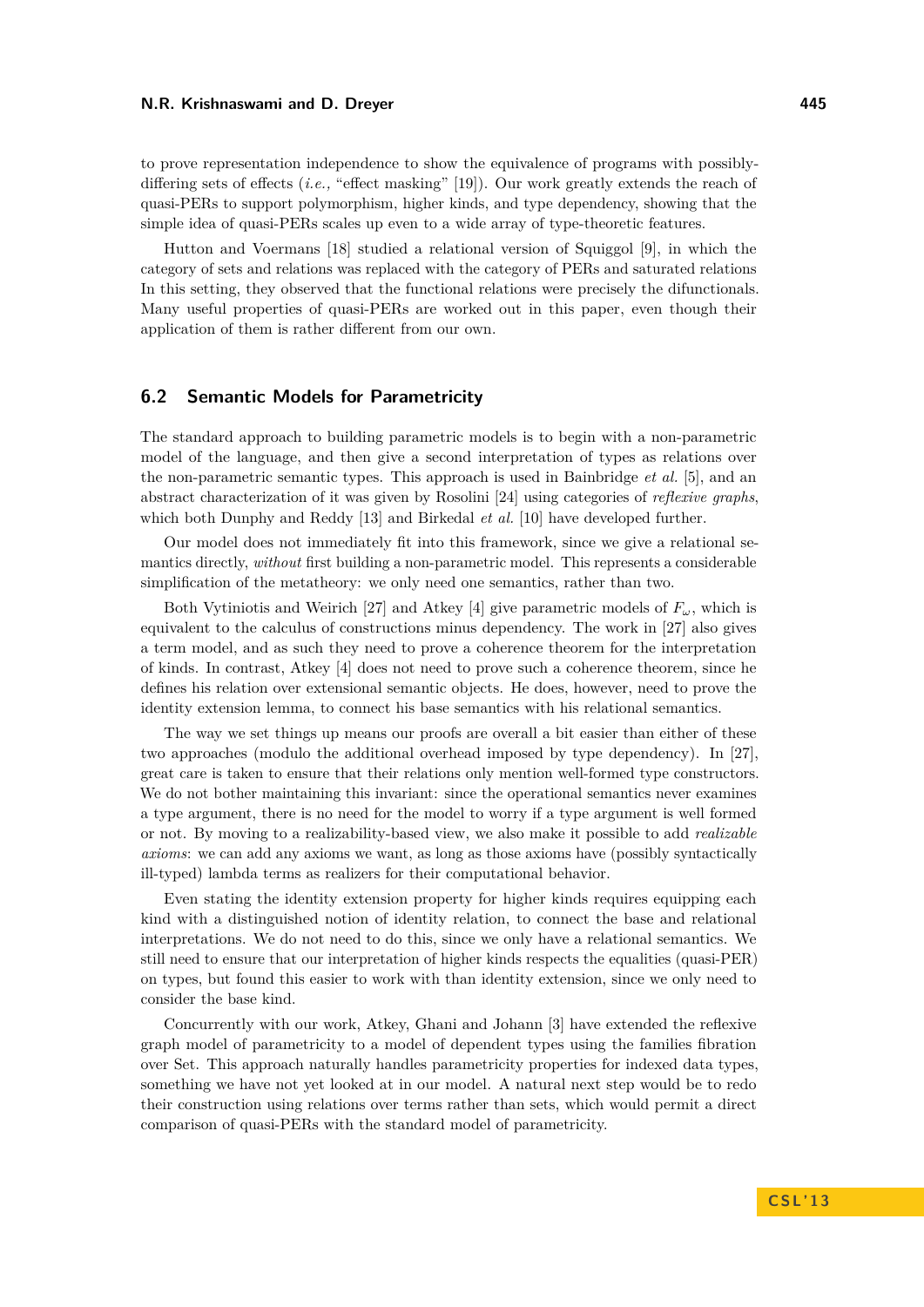to prove representation independence to show the equivalence of programs with possibly-differing sets of effects (*i.e.,* "effect masking" [19]). Our work greatly extends the reach of quasi-PERs to support polymorphism, higher kinds, and type dependency, showing that the simple idea of quasi-PERs scales up even to a wide array of type-theoretic features.

Hutton and Voermans [18] studied a relational version of Squiggol [9], in which the category of sets and relations was replaced with the category of PERs and saturated relations In this setting, they observed that the functional relations were precisely the difunctionals. Many useful properties of quasi-PERs are worked out in this paper, even though their application of them is rather different from our own.

## 6.2 Semantic Models for Parametricity

The standard approach to building parametric models is to begin with a non-parametric model of the language, and then give a second interpretation of types as relations over the non-parametric semantic types. This approach is used in Bainbridge *et al.* [5], and an abstract characterization of it was given by Rosolini [24] using categories of *reflexive graphs*, which both Dunphy and Reddy [13] and Birkedal *et al.* [10] have developed further.

Our model does not immediately fit into this framework, since we give a relational semantics directly, *without* first building a non-parametric model. This represents a considerable simplification of the metatheory: we only need one semantics, rather than two.

Both Vytiniotis and Weirich [27] and Atkey [4] give parametric models of $F_\omega$, which is equivalent to the calculus of constructions minus dependency. The work in [27] also gives a term model, and as such they need to prove a coherence theorem for the interpretation of kinds. In contrast, Atkey [4] does not need to prove such a coherence theorem, since he defines his relation over extensional semantic objects. He does, however, need to prove the identity extension lemma, to connect his base semantics with his relational semantics.

The way we set things up means our proofs are overall a bit easier than either of these two approaches (modulo the additional overhead imposed by type dependency). In [27], great care is taken to ensure that their relations only mention well-formed type constructors. We do not bother maintaining this invariant: since the operational semantics never examines a type argument, there is no need for the model to worry if a type argument is well formed or not. By moving to a realizability-based view, we also make it possible to add *realizable axioms*: we can add any axioms we want, as long as those axioms have (possibly syntactically ill-typed) lambda terms as realizers for their computational behavior.

Even stating the identity extension property for higher kinds requires equipping each kind with a distinguished notion of identity relation, to connect the base and relational interpretations. We do not need to do this, since we only have a relational semantics. We still need to ensure that our interpretation of higher kinds respects the equalities (quasi-PER) on types, but found this easier to work with than identity extension, since we only need to consider the base kind.

Concurrently with our work, Atkey, Ghani and Johann [3] have extended the reflexive graph model of parametricity to a model of dependent types using the families fibration over Set. This approach naturally handles parametricity properties for indexed data types, something we have not yet looked at in our model. A natural next step would be to redo their construction using relations over terms rather than sets, which would permit a direct comparison of quasi-PERs with the standard model of parametricity.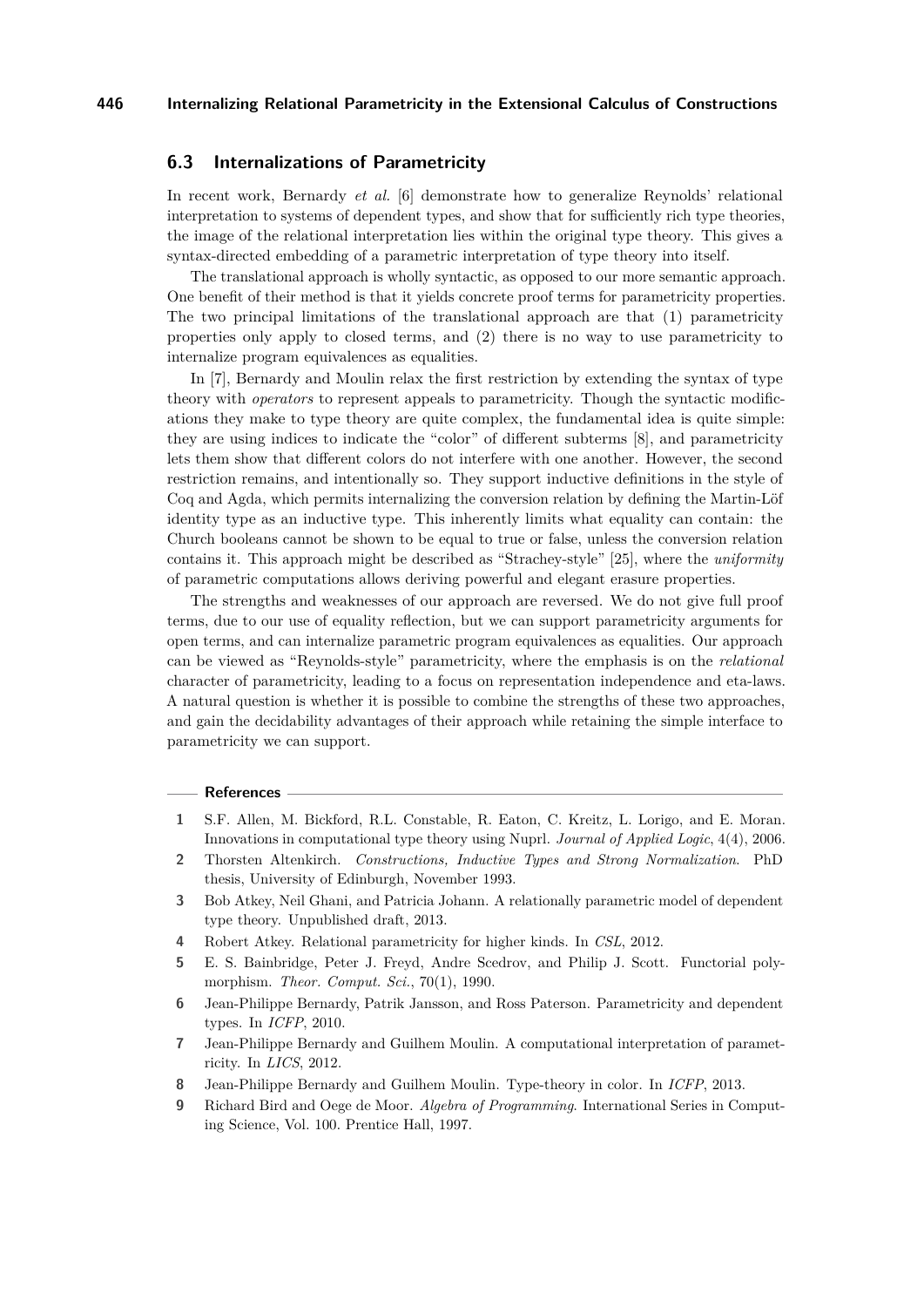### 6.3 Internalizations of Parametricity

In recent work, Bernardy *et al.* [6] demonstrate how to generalize Reynolds' relational interpretation to systems of dependent types, and show that for sufficiently rich type theories, the image of the relational interpretation lies within the original type theory. This gives a syntax-directed embedding of a parametric interpretation of type theory into itself.

The translational approach is wholly syntactic, as opposed to our more semantic approach. One benefit of their method is that it yields concrete proof terms for parametricity properties. The two principal limitations of the translational approach are that (1) parametricity properties only apply to closed terms, and (2) there is no way to use parametricity to internalize program equivalences as equalities.

In [7], Bernardy and Moulin relax the first restriction by extending the syntax of type theory with *operators* to represent appeals to parametricity. Though the syntactic modifications they make to type theory are quite complex, the fundamental idea is quite simple: they are using indices to indicate the "color" of different subterms [8], and parametricity lets them show that different colors do not interfere with one another. However, the second restriction remains, and intentionally so. They support inductive definitions in the style of Coq and Agda, which permits internalizing the conversion relation by defining the Martin-Löf identity type as an inductive type. This inherently limits what equality can contain: the Church booleans cannot be shown to be equal to true or false, unless the conversion relation contains it. This approach might be described as "Strachey-style" [25], where the *uniformity* of parametric computations allows deriving powerful and elegant erasure properties.

The strengths and weaknesses of our approach are reversed. We do not give full proof terms, due to our use of equality reflection, but we can support parametricity arguments for open terms, and can internalize parametric program equivalences as equalities. Our approach can be viewed as "Reynolds-style" parametricity, where the emphasis is on the *relational* character of parametricity, leading to a focus on representation independence and eta-laws. A natural question is whether it is possible to combine the strengths of these two approaches, and gain the decidability advantages of their approach while retaining the simple interface to parametricity we can support.

#### References

1. S.F. Allen, M. Bickford, R.L. Constable, R. Eaton, C. Kreitz, L. Lorigo, and E. Moran. Innovations in computational type theory using Nuprl. *Journal of Applied Logic*, 4(4), 2006.
2. Thorsten Altenkirch. *Constructions, Inductive Types and Strong Normalization*. PhD thesis, University of Edinburgh, November 1993.
3. Bob Atkey, Neil Ghani, and Patricia Johann. A relationally parametric model of dependent type theory. Unpublished draft, 2013.
4. Robert Atkey. Relational parametricity for higher kinds. In *CSL*, 2012.
5. E. S. Bainbridge, Peter J. Freyd, Andre Scedrov, and Philip J. Scott. Functorial polymorphism. *Theor. Comput. Sci.*, 70(1), 1990.
6. Jean-Philippe Bernardy, Patrik Jansson, and Ross Paterson. Parametricity and dependent types. In *ICFP*, 2010.
7. Jean-Philippe Bernardy and Guilhem Moulin. A computational interpretation of parametricity. In *LICS*, 2012.
8. Jean-Philippe Bernardy and Guilhem Moulin. Type-theory in color. In *ICFP*, 2013.
9. Richard Bird and Oege de Moor. *Algebra of Programming*. International Series in Computing Science, Vol. 100. Prentice Hall, 1997.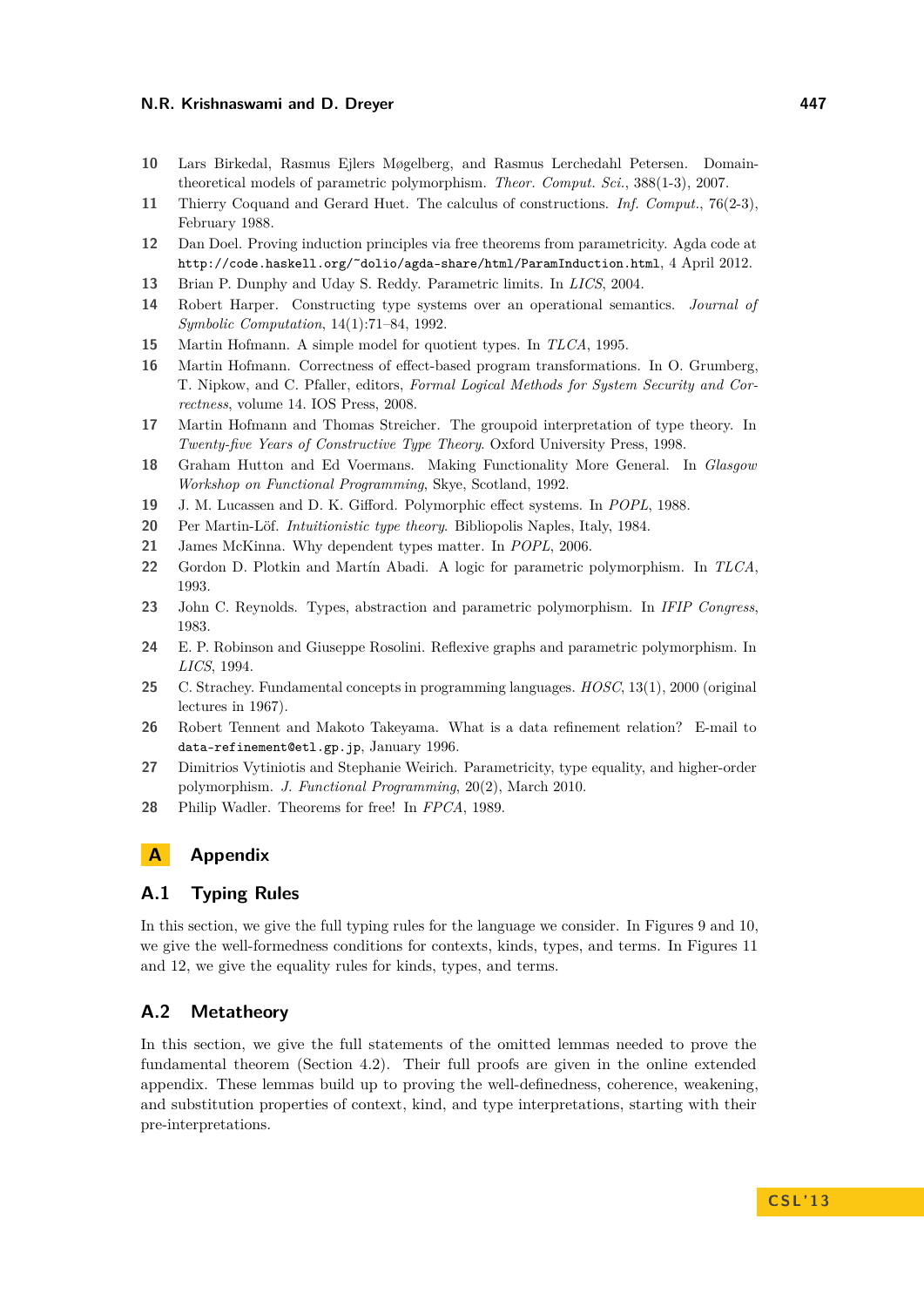10 Lars Birkedal, Rasmus Ejlers Møgelberg, and Rasmus Lerchedahl Petersen. Domain-theoretical models of parametric polymorphism. *Theor. Comput. Sci.*, 388(1-3), 2007.

11 Thierry Coquand and Gerard Huet. The calculus of constructions. *Inf. Comput.*, 76(2-3), February 1988.

12 Dan Doel. Proving induction principles via free theorems from parametricity. Agda code at `http://code.haskell.org/~dolio/agda-share/html/ParamInduction.html`, 4 April 2012.

13 Brian P. Dunphy and Uday S. Reddy. Parametric limits. In *LICS*, 2004.

14 Robert Harper. Constructing type systems over an operational semantics. *Journal of Symbolic Computation*, 14(1):71–84, 1992.

15 Martin Hofmann. A simple model for quotient types. In *TLCA*, 1995.

16 Martin Hofmann. Correctness of effect-based program transformations. In O. Grumberg, T. Nipkow, and C. Pfaller, editors, *Formal Logical Methods for System Security and Correctness*, volume 14. IOS Press, 2008.

17 Martin Hofmann and Thomas Streicher. The groupoid interpretation of type theory. In *Twenty-five Years of Constructive Type Theory*. Oxford University Press, 1998.

18 Graham Hutton and Ed Voermans. Making Functionality More General. In *Glasgow Workshop on Functional Programming*, Skye, Scotland, 1992.

19 J. M. Lucassen and D. K. Gifford. Polymorphic effect systems. In *POPL*, 1988.

20 Per Martin-Löf. *Intuitionistic type theory*. Bibliopolis Naples, Italy, 1984.

21 James McKinna. Why dependent types matter. In *POPL*, 2006.

22 Gordon D. Plotkin and Martín Abadi. A logic for parametric polymorphism. In *TLCA*, 1993.

23 John C. Reynolds. Types, abstraction and parametric polymorphism. In *IFIP Congress*, 1983.

24 E. P. Robinson and Giuseppe Rosolini. Reflexive graphs and parametric polymorphism. In *LICS*, 1994.

25 C. Strachey. Fundamental concepts in programming languages. *HOSC*, 13(1), 2000 (original lectures in 1967).

26 Robert Tennent and Makoto Takeyama. What is a data refinement relation? E-mail to `data-refinement@etl.gp.jp`, January 1996.

27 Dimitrios Vytiniotis and Stephanie Weirich. Parametricity, type equality, and higher-order polymorphism. *J. Functional Programming*, 20(2), March 2010.

28 Philip Wadler. Theorems for free! In *FPCA*, 1989.

# A Appendix

## A.1 Typing Rules

In this section, we give the full typing rules for the language we consider. In Figures 9 and 10, we give the well-formedness conditions for contexts, kinds, types, and terms. In Figures 11 and 12, we give the equality rules for kinds, types, and terms.

## A.2 Metatheory

In this section, we give the full statements of the omitted lemmas needed to prove the fundamental theorem (Section 4.2). Their full proofs are given in the online extended appendix. These lemmas build up to proving the well-definedness, coherence, weakening, and substitution properties of context, kind, and type interpretations, starting with their pre-interpretations.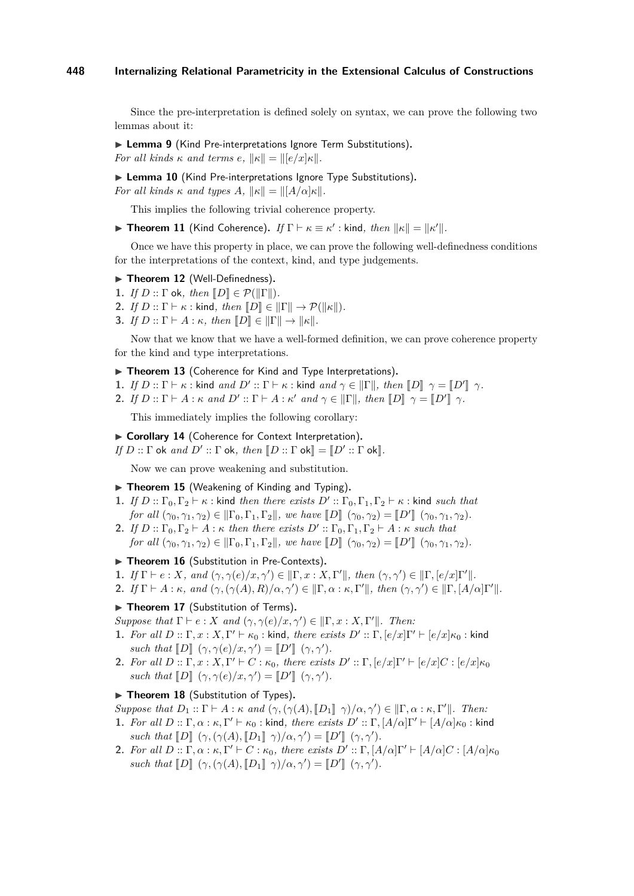Since the pre-interpretation is defined solely on syntax, we can prove the following two lemmas about it:

▶ **Lemma 9** (Kind Pre-interpretations Ignore Term Substitutions). *For all kinds $\kappa$ and terms $e$, $\|\kappa\| = \|[e/x]\kappa\|$.*

▶ **Lemma 10** (Kind Pre-interpretations Ignore Type Substitutions). *For all kinds $\kappa$ and types $A$, $\|\kappa\| = \|[A/\alpha]\kappa\|$.*

This implies the following trivial coherence property.

▶ **Theorem 11** (Kind Coherence). *If $\Gamma \vdash \kappa \equiv \kappa' : \mathsf{kind}$, then $\|\kappa\| = \|\kappa'\|$.*

Once we have this property in place, we can prove the following well-definedness conditions for the interpretations of the context, kind, and type judgements.

▶ **Theorem 12** (Well-Definedness).

1. *If $D :: \Gamma\ \mathsf{ok}$, then $[\![D]\!] \in \mathcal{P}(\|\Gamma\|)$.*
2. *If $D :: \Gamma \vdash \kappa : \mathsf{kind}$, then $[\![D]\!] \in \|\Gamma\| \to \mathcal{P}(\|\kappa\|)$.*
3. *If $D :: \Gamma \vdash A : \kappa$, then $[\![D]\!] \in \|\Gamma\| \to \|\kappa\|$.*

Now that we know that we have a well-formed definition, we can prove coherence property for the kind and type interpretations.

▶ **Theorem 13** (Coherence for Kind and Type Interpretations).

1. *If $D :: \Gamma \vdash \kappa : \mathsf{kind}$ and $D' :: \Gamma \vdash \kappa : \mathsf{kind}$ and $\gamma \in \|\Gamma\|$, then $[\![D]\!]\ \gamma = [\![D']\!]\ \gamma$.*
2. *If $D :: \Gamma \vdash A : \kappa$ and $D' :: \Gamma \vdash A : \kappa'$ and $\gamma \in \|\Gamma\|$, then $[\![D]\!]\ \gamma = [\![D']\!]\ \gamma$.*

This immediately implies the following corollary:

▶ **Corollary 14** (Coherence for Context Interpretation). *If $D :: \Gamma\ \mathsf{ok}$ and $D' :: \Gamma\ \mathsf{ok}$, then $[\![D :: \Gamma\ \mathsf{ok}]\!] = [\![D' :: \Gamma\ \mathsf{ok}]\!]$.*

Now we can prove weakening and substitution.

▶ **Theorem 15** (Weakening of Kinding and Typing).

1. *If $D :: \Gamma_0, \Gamma_2 \vdash \kappa : \mathsf{kind}$ then there exists $D' :: \Gamma_0, \Gamma_1, \Gamma_2 \vdash \kappa : \mathsf{kind}$ such that for all $(\gamma_0, \gamma_1, \gamma_2) \in \|\Gamma_0, \Gamma_1, \Gamma_2\|$, we have $[\![D]\!]\ (\gamma_0, \gamma_2) = [\![D']\!]\ (\gamma_0, \gamma_1, \gamma_2)$.*
2. *If $D :: \Gamma_0, \Gamma_2 \vdash A : \kappa$ then there exists $D' :: \Gamma_0, \Gamma_1, \Gamma_2 \vdash A : \kappa$ such that for all $(\gamma_0, \gamma_1, \gamma_2) \in \|\Gamma_0, \Gamma_1, \Gamma_2\|$, we have $[\![D]\!]\ (\gamma_0, \gamma_2) = [\![D']\!]\ (\gamma_0, \gamma_1, \gamma_2)$.*

▶ **Theorem 16** (Substitution in Pre-Contexts).

1. *If $\Gamma \vdash e : X$, and $(\gamma, \gamma(e)/x, \gamma') \in \|\Gamma, x : X, \Gamma'\|$, then $(\gamma, \gamma') \in \|\Gamma, [e/x]\Gamma'\|$.*
2. *If $\Gamma \vdash A : \kappa$, and $(\gamma, (\gamma(A), R)/\alpha, \gamma') \in \|\Gamma, \alpha : \kappa, \Gamma'\|$, then $(\gamma, \gamma') \in \|\Gamma, [A/\alpha]\Gamma'\|$.*

▶ **Theorem 17** (Substitution of Terms). *Suppose that $\Gamma \vdash e : X$ and $(\gamma, \gamma(e)/x, \gamma') \in \|\Gamma, x : X, \Gamma'\|$. Then:*

1. *For all $D :: \Gamma, x : X, \Gamma' \vdash \kappa_0 : \mathsf{kind}$, there exists $D' :: \Gamma, [e/x]\Gamma' \vdash [e/x]\kappa_0 : \mathsf{kind}$ such that $[\![D]\!]\ (\gamma, \gamma(e)/x, \gamma') = [\![D']\!]\ (\gamma, \gamma')$.*
2. *For all $D :: \Gamma, x : X, \Gamma' \vdash C : \kappa_0$, there exists $D' :: \Gamma, [e/x]\Gamma' \vdash [e/x]C : [e/x]\kappa_0$ such that $[\![D]\!]\ (\gamma, \gamma(e)/x, \gamma') = [\![D']\!]\ (\gamma, \gamma')$.*

▶ **Theorem 18** (Substitution of Types). *Suppose that $D_1 :: \Gamma \vdash A : \kappa$ and $(\gamma, (\gamma(A), [\![D_1]\!]\ \gamma)/\alpha, \gamma') \in \|\Gamma, \alpha : \kappa, \Gamma'\|$. Then:*

1. *For all $D :: \Gamma, \alpha : \kappa, \Gamma' \vdash \kappa_0 : \mathsf{kind}$, there exists $D' :: \Gamma, [A/\alpha]\Gamma' \vdash [A/\alpha]\kappa_0 : \mathsf{kind}$ such that $[\![D]\!]\ (\gamma, (\gamma(A), [\![D_1]\!]\ \gamma)/\alpha, \gamma') = [\![D']\!]\ (\gamma, \gamma')$.*
2. *For all $D :: \Gamma, \alpha : \kappa, \Gamma' \vdash C : \kappa_0$, there exists $D' :: \Gamma, [A/\alpha]\Gamma' \vdash [A/\alpha]C : [A/\alpha]\kappa_0$ such that $[\![D]\!]\ (\gamma, (\gamma(A), [\![D_1]\!]\ \gamma)/\alpha, \gamma') = [\![D']\!]\ (\gamma, \gamma')$.*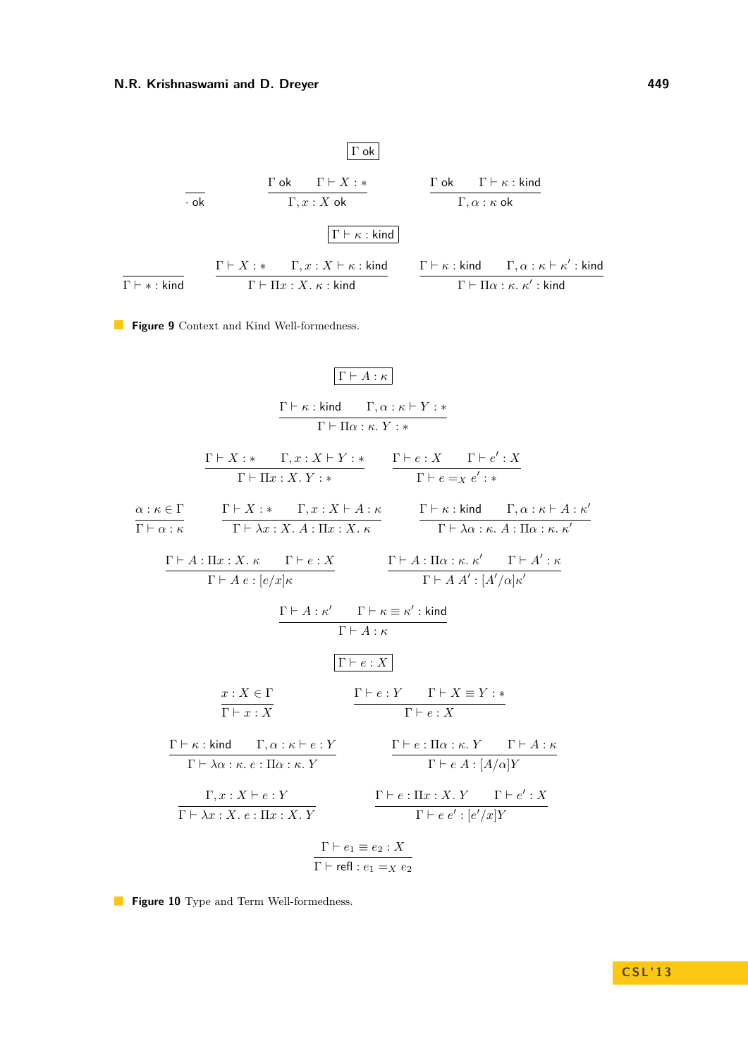$$\boxed{\Gamma \text{ ok}}$$

$$\frac{}{\cdot \text{ ok}} \qquad \frac{\Gamma \text{ ok} \qquad \Gamma \vdash X : *}{\Gamma, x : X \text{ ok}} \qquad \frac{\Gamma \text{ ok} \qquad \Gamma \vdash \kappa : \text{kind}}{\Gamma, \alpha : \kappa \text{ ok}}$$

$$\boxed{\Gamma \vdash \kappa : \text{kind}}$$

$$\frac{}{\Gamma \vdash * : \text{kind}} \qquad \frac{\Gamma \vdash X : * \qquad \Gamma, x : X \vdash \kappa : \text{kind}}{\Gamma \vdash \Pi x : X.\ \kappa : \text{kind}} \qquad \frac{\Gamma \vdash \kappa : \text{kind} \qquad \Gamma, \alpha : \kappa \vdash \kappa' : \text{kind}}{\Gamma \vdash \Pi \alpha : \kappa.\ \kappa' : \text{kind}}$$

**Figure 9** Context and Kind Well-formedness.

$$\boxed{\Gamma \vdash A : \kappa}$$

$$\frac{\Gamma \vdash \kappa : \text{kind} \qquad \Gamma, \alpha : \kappa \vdash Y : *}{\Gamma \vdash \Pi \alpha : \kappa.\ Y : *}$$

$$\frac{\Gamma \vdash X : * \qquad \Gamma, x : X \vdash Y : *}{\Gamma \vdash \Pi x : X.\ Y : *} \qquad \frac{\Gamma \vdash e : X \qquad \Gamma \vdash e' : X}{\Gamma \vdash e =_X e' : *}$$

$$\frac{\alpha : \kappa \in \Gamma}{\Gamma \vdash \alpha : \kappa} \qquad \frac{\Gamma \vdash X : * \qquad \Gamma, x : X \vdash A : \kappa}{\Gamma \vdash \lambda x : X.\ A : \Pi x : X.\ \kappa} \qquad \frac{\Gamma \vdash \kappa : \text{kind} \qquad \Gamma, \alpha : \kappa \vdash A : \kappa'}{\Gamma \vdash \lambda \alpha : \kappa.\ A : \Pi \alpha : \kappa.\ \kappa'}$$

$$\frac{\Gamma \vdash A : \Pi x : X.\ \kappa \qquad \Gamma \vdash e : X}{\Gamma \vdash A\ e : [e/x]\kappa} \qquad \frac{\Gamma \vdash A : \Pi \alpha : \kappa.\ \kappa' \qquad \Gamma \vdash A' : \kappa}{\Gamma \vdash A\ A' : [A'/\alpha]\kappa'}$$

$$\frac{\Gamma \vdash A : \kappa' \qquad \Gamma \vdash \kappa \equiv \kappa' : \text{kind}}{\Gamma \vdash A : \kappa}$$

$$\boxed{\Gamma \vdash e : X}$$

$$\frac{x : X \in \Gamma}{\Gamma \vdash x : X} \qquad \frac{\Gamma \vdash e : Y \qquad \Gamma \vdash X \equiv Y : *}{\Gamma \vdash e : X}$$

$$\frac{\Gamma \vdash \kappa : \text{kind} \qquad \Gamma, \alpha : \kappa \vdash e : Y}{\Gamma \vdash \lambda \alpha : \kappa.\ e : \Pi \alpha : \kappa.\ Y} \qquad \frac{\Gamma \vdash e : \Pi \alpha : \kappa.\ Y \qquad \Gamma \vdash A : \kappa}{\Gamma \vdash e\ A : [A/\alpha]Y}$$

$$\frac{\Gamma, x : X \vdash e : Y}{\Gamma \vdash \lambda x : X.\ e : \Pi x : X.\ Y} \qquad \frac{\Gamma \vdash e : \Pi x : X.\ Y \qquad \Gamma \vdash e' : X}{\Gamma \vdash e\ e' : [e'/x]Y}$$

$$\frac{\Gamma \vdash e_1 \equiv e_2 : X}{\Gamma \vdash \text{refl} : e_1 =_X e_2}$$

**Figure 10** Type and Term Well-formedness.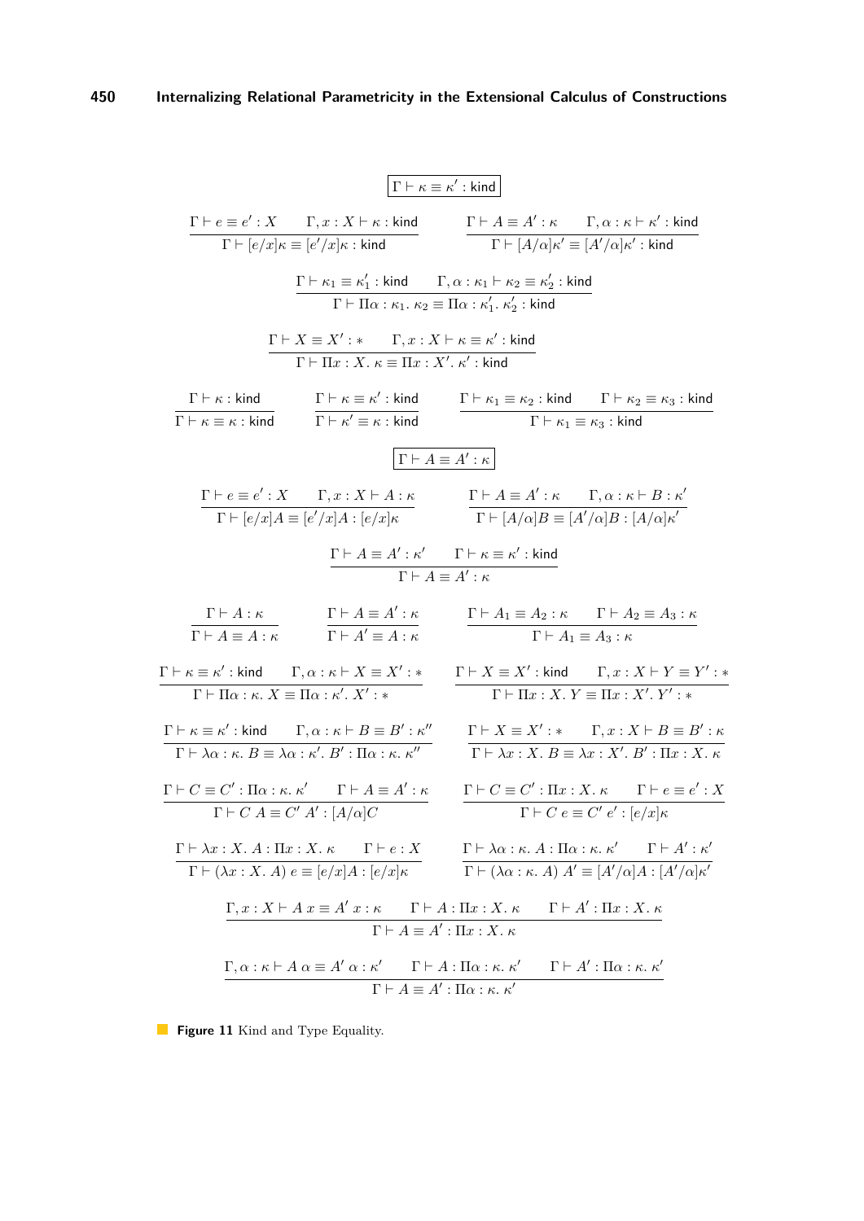$$\boxed{\Gamma \vdash \kappa \equiv \kappa' : \mathsf{kind}}$$

$$\frac{\Gamma \vdash e \equiv e' : X \qquad \Gamma, x : X \vdash \kappa : \mathsf{kind}}{\Gamma \vdash [e/x]\kappa \equiv [e'/x]\kappa : \mathsf{kind}} \qquad \frac{\Gamma \vdash A \equiv A' : \kappa \qquad \Gamma, \alpha : \kappa \vdash \kappa' : \mathsf{kind}}{\Gamma \vdash [A/\alpha]\kappa' \equiv [A'/\alpha]\kappa' : \mathsf{kind}}$$

$$\frac{\Gamma \vdash \kappa_1 \equiv \kappa_1' : \mathsf{kind} \qquad \Gamma, \alpha : \kappa_1 \vdash \kappa_2 \equiv \kappa_2' : \mathsf{kind}}{\Gamma \vdash \Pi\alpha : \kappa_1.\ \kappa_2 \equiv \Pi\alpha : \kappa_1'.\ \kappa_2' : \mathsf{kind}}$$

$$\frac{\Gamma \vdash X \equiv X' : * \qquad \Gamma, x : X \vdash \kappa \equiv \kappa' : \mathsf{kind}}{\Gamma \vdash \Pi x : X.\ \kappa \equiv \Pi x : X'.\ \kappa' : \mathsf{kind}}$$

$$\frac{\Gamma \vdash \kappa : \mathsf{kind}}{\Gamma \vdash \kappa \equiv \kappa : \mathsf{kind}} \qquad \frac{\Gamma \vdash \kappa \equiv \kappa' : \mathsf{kind}}{\Gamma \vdash \kappa' \equiv \kappa : \mathsf{kind}} \qquad \frac{\Gamma \vdash \kappa_1 \equiv \kappa_2 : \mathsf{kind} \qquad \Gamma \vdash \kappa_2 \equiv \kappa_3 : \mathsf{kind}}{\Gamma \vdash \kappa_1 \equiv \kappa_3 : \mathsf{kind}}$$

$$\boxed{\Gamma \vdash A \equiv A' : \kappa}$$

$$\frac{\Gamma \vdash e \equiv e' : X \qquad \Gamma, x : X \vdash A : \kappa}{\Gamma \vdash [e/x]A \equiv [e'/x]A : [e/x]\kappa} \qquad \frac{\Gamma \vdash A \equiv A' : \kappa \qquad \Gamma, \alpha : \kappa \vdash B : \kappa'}{\Gamma \vdash [A/\alpha]B \equiv [A'/\alpha]B : [A/\alpha]\kappa'}$$

$$\frac{\Gamma \vdash A \equiv A' : \kappa' \qquad \Gamma \vdash \kappa \equiv \kappa' : \mathsf{kind}}{\Gamma \vdash A \equiv A' : \kappa}$$

$$\frac{\Gamma \vdash A : \kappa}{\Gamma \vdash A \equiv A : \kappa} \qquad \frac{\Gamma \vdash A \equiv A' : \kappa}{\Gamma \vdash A' \equiv A : \kappa} \qquad \frac{\Gamma \vdash A_1 \equiv A_2 : \kappa \qquad \Gamma \vdash A_2 \equiv A_3 : \kappa}{\Gamma \vdash A_1 \equiv A_3 : \kappa}$$

$$\frac{\Gamma \vdash \kappa \equiv \kappa' : \mathsf{kind} \qquad \Gamma, \alpha : \kappa \vdash X \equiv X' : *}{\Gamma \vdash \Pi\alpha : \kappa.\ X \equiv \Pi\alpha : \kappa'.\ X' : *} \qquad \frac{\Gamma \vdash X \equiv X' : \mathsf{kind} \qquad \Gamma, x : X \vdash Y \equiv Y' : *}{\Gamma \vdash \Pi x : X.\ Y \equiv \Pi x : X'.\ Y' : *}$$

$$\frac{\Gamma \vdash \kappa \equiv \kappa' : \mathsf{kind} \qquad \Gamma, \alpha : \kappa \vdash B \equiv B' : \kappa''}{\Gamma \vdash \lambda\alpha : \kappa.\ B \equiv \lambda\alpha : \kappa'.\ B' : \Pi\alpha : \kappa.\ \kappa''} \qquad \frac{\Gamma \vdash X \equiv X' : * \qquad \Gamma, x : X \vdash B \equiv B' : \kappa}{\Gamma \vdash \lambda x : X.\ B \equiv \lambda x : X'.\ B' : \Pi x : X.\ \kappa}$$

$$\frac{\Gamma \vdash C \equiv C' : \Pi\alpha : \kappa.\ \kappa' \qquad \Gamma \vdash A \equiv A' : \kappa}{\Gamma \vdash C\ A \equiv C'\ A' : [A/\alpha]C} \qquad \frac{\Gamma \vdash C \equiv C' : \Pi x : X.\ \kappa \qquad \Gamma \vdash e \equiv e' : X}{\Gamma \vdash C\ e \equiv C'\ e' : [e/x]\kappa}$$

$$\frac{\Gamma \vdash \lambda x : X.\ A : \Pi x : X.\ \kappa \qquad \Gamma \vdash e : X}{\Gamma \vdash (\lambda x : X.\ A)\ e \equiv [e/x]A : [e/x]\kappa} \qquad \frac{\Gamma \vdash \lambda\alpha : \kappa.\ A : \Pi\alpha : \kappa.\ \kappa' \qquad \Gamma \vdash A' : \kappa'}{\Gamma \vdash (\lambda\alpha : \kappa.\ A)\ A' \equiv [A'/\alpha]A : [A'/\alpha]\kappa'}$$

$$\frac{\Gamma, x : X \vdash A\ x \equiv A'\ x : \kappa \qquad \Gamma \vdash A : \Pi x : X.\ \kappa \qquad \Gamma \vdash A' : \Pi x : X.\ \kappa}{\Gamma \vdash A \equiv A' : \Pi x : X.\ \kappa}$$

$$\frac{\Gamma, \alpha : \kappa \vdash A\ \alpha \equiv A'\ \alpha : \kappa' \qquad \Gamma \vdash A : \Pi\alpha : \kappa.\ \kappa' \qquad \Gamma \vdash A' : \Pi\alpha : \kappa.\ \kappa'}{\Gamma \vdash A \equiv A' : \Pi\alpha : \kappa.\ \kappa'}$$

**Figure 11** Kind and Type Equality.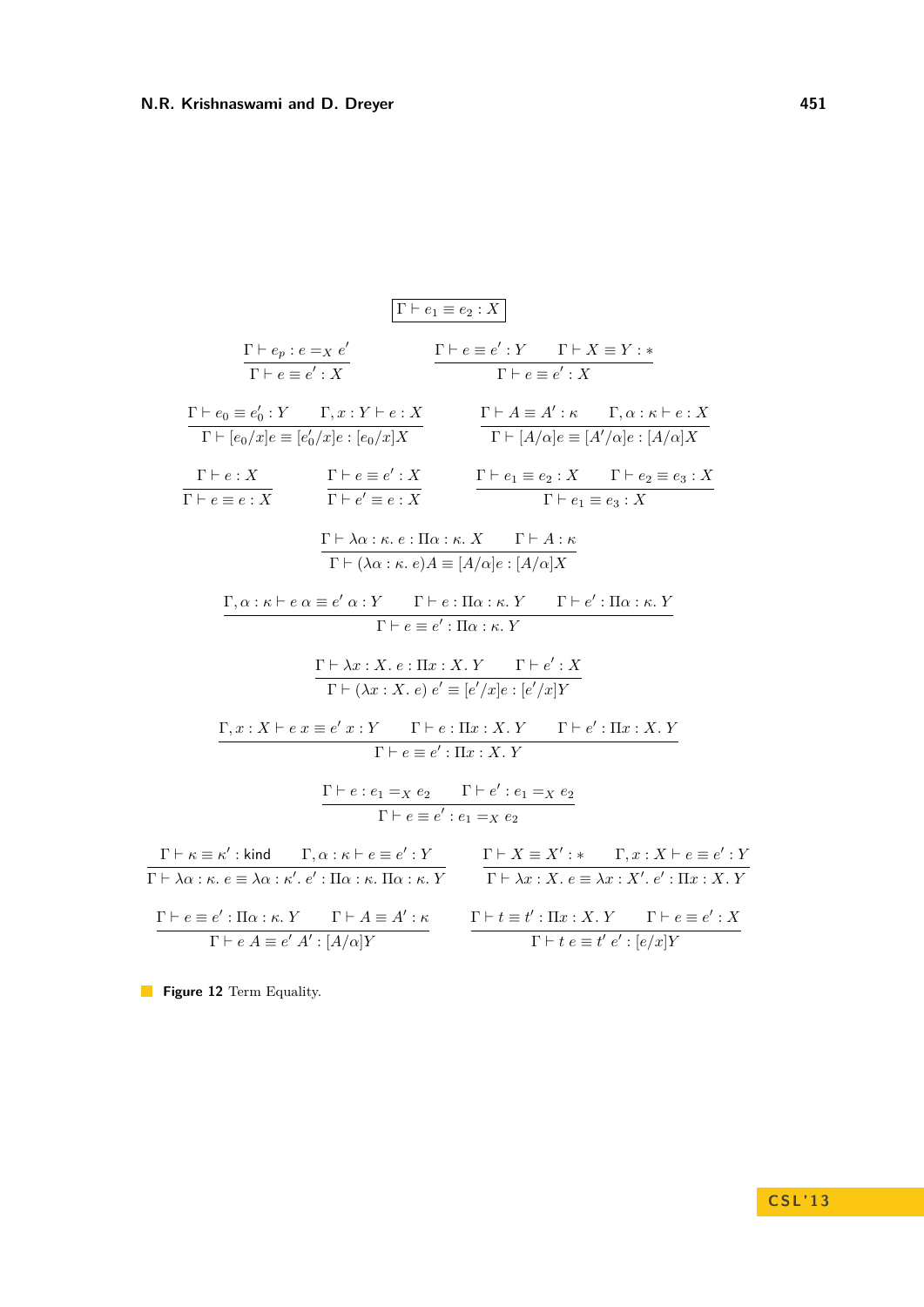$$\boxed{\Gamma \vdash e_1 \equiv e_2 : X}$$

$$\frac{\Gamma \vdash e_p : e =_X e'}{\Gamma \vdash e \equiv e' : X} \qquad \frac{\Gamma \vdash e \equiv e' : Y \qquad \Gamma \vdash X \equiv Y : *}{\Gamma \vdash e \equiv e' : X}$$

$$\frac{\Gamma \vdash e_0 \equiv e_0' : Y \qquad \Gamma, x : Y \vdash e : X}{\Gamma \vdash [e_0/x]e \equiv [e_0'/x]e : [e_0/x]X} \qquad \frac{\Gamma \vdash A \equiv A' : \kappa \qquad \Gamma, \alpha : \kappa \vdash e : X}{\Gamma \vdash [A/\alpha]e \equiv [A'/\alpha]e : [A/\alpha]X}$$

$$\frac{\Gamma \vdash e : X}{\Gamma \vdash e \equiv e : X} \qquad \frac{\Gamma \vdash e \equiv e' : X}{\Gamma \vdash e' \equiv e : X} \qquad \frac{\Gamma \vdash e_1 \equiv e_2 : X \qquad \Gamma \vdash e_2 \equiv e_3 : X}{\Gamma \vdash e_1 \equiv e_3 : X}$$

$$\frac{\Gamma \vdash \lambda \alpha : \kappa.\ e : \Pi \alpha : \kappa.\ X \qquad \Gamma \vdash A : \kappa}{\Gamma \vdash (\lambda \alpha : \kappa.\ e) A \equiv [A/\alpha]e : [A/\alpha]X}$$

$$\frac{\Gamma, \alpha : \kappa \vdash e\ \alpha \equiv e'\ \alpha : Y \qquad \Gamma \vdash e : \Pi \alpha : \kappa.\ Y \qquad \Gamma \vdash e' : \Pi \alpha : \kappa.\ Y}{\Gamma \vdash e \equiv e' : \Pi \alpha : \kappa.\ Y}$$

$$\frac{\Gamma \vdash \lambda x : X.\ e : \Pi x : X.\ Y \qquad \Gamma \vdash e' : X}{\Gamma \vdash (\lambda x : X.\ e)\ e' \equiv [e'/x]e : [e'/x]Y}$$

$$\frac{\Gamma, x : X \vdash e\ x \equiv e'\ x : Y \qquad \Gamma \vdash e : \Pi x : X.\ Y \qquad \Gamma \vdash e' : \Pi x : X.\ Y}{\Gamma \vdash e \equiv e' : \Pi x : X.\ Y}$$

$$\frac{\Gamma \vdash e : e_1 =_X e_2 \qquad \Gamma \vdash e' : e_1 =_X e_2}{\Gamma \vdash e \equiv e' : e_1 =_X e_2}$$

$$\frac{\Gamma \vdash \kappa \equiv \kappa' : \mathsf{kind} \qquad \Gamma, \alpha : \kappa \vdash e \equiv e' : Y}{\Gamma \vdash \lambda \alpha : \kappa.\ e \equiv \lambda \alpha : \kappa'.\ e' : \Pi \alpha : \kappa.\ \Pi \alpha : \kappa.\ Y} \qquad \frac{\Gamma \vdash X \equiv X' : * \qquad \Gamma, x : X \vdash e \equiv e' : Y}{\Gamma \vdash \lambda x : X.\ e \equiv \lambda x : X'.\ e' : \Pi x : X.\ Y}$$

$$\frac{\Gamma \vdash e \equiv e' : \Pi \alpha : \kappa.\ Y \qquad \Gamma \vdash A \equiv A' : \kappa}{\Gamma \vdash e\ A \equiv e'\ A' : [A/\alpha]Y} \qquad \frac{\Gamma \vdash t \equiv t' : \Pi x : X.\ Y \qquad \Gamma \vdash e \equiv e' : X}{\Gamma \vdash t\ e \equiv t'\ e' : [e/x]Y}$$

**Figure 12** Term Equality.